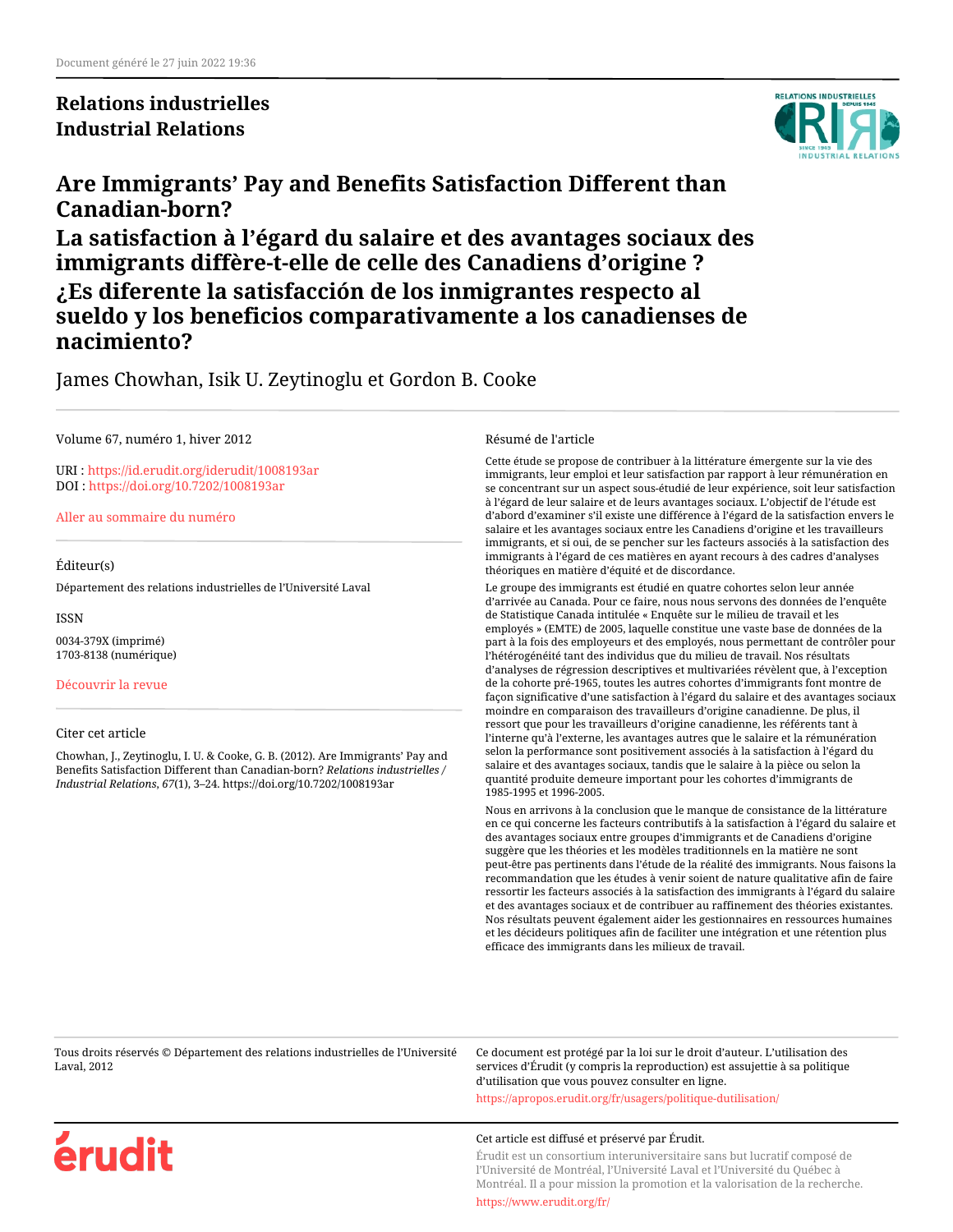Document généré le 27 juin 2022 19:36

**Relations industrielles**
**Industrial Relations**

# Are Immigrants' Pay and Benefits Satisfaction Different than Canadian-born?
# La satisfaction à l'égard du salaire et des avantages sociaux des immigrants diffère-t-elle de celle des Canadiens d'origine ?
# ¿Es diferente la satisfacción de los inmigrantes respecto al sueldo y los beneficios comparativamente a los canadienses de nacimiento?

James Chowhan, Isik U. Zeytinoglu et Gordon B. Cooke

Volume 67, numéro 1, hiver 2012

URI : https://id.erudit.org/iderudit/1008193ar
DOI : https://doi.org/10.7202/1008193ar

Aller au sommaire du numéro

Éditeur(s)

Département des relations industrielles de l'Université Laval

ISSN

0034-379X (imprimé)
1703-8138 (numérique)

Découvrir la revue

Citer cet article

Chowhan, J., Zeytinoglu, I. U. & Cooke, G. B. (2012). Are Immigrants' Pay and Benefits Satisfaction Different than Canadian-born? *Relations industrielles / Industrial Relations*, *67*(1), 3–24. https://doi.org/10.7202/1008193ar

Résumé de l'article

Cette étude se propose de contribuer à la littérature émergente sur la vie des immigrants, leur emploi et leur satisfaction par rapport à leur rémunération en se concentrant sur un aspect sous-étudié de leur expérience, soit leur satisfaction à l'égard de leur salaire et de leurs avantages sociaux. L'objectif de l'étude est d'abord d'examiner s'il existe une différence à l'égard de la satisfaction envers le salaire et les avantages sociaux entre les Canadiens d'origine et les travailleurs immigrants, et si oui, de se pencher sur les facteurs associés à la satisfaction des immigrants à l'égard de ces matières en ayant recours à des cadres d'analyses théoriques en matière d'équité et de discordance.

Le groupe des immigrants est étudié en quatre cohortes selon leur année d'arrivée au Canada. Pour ce faire, nous nous servons des données de l'enquête de Statistique Canada intitulée « Enquête sur le milieu de travail et les employés » (EMTE) de 2005, laquelle constitue une vaste base de données de la part à la fois des employeurs et des employés, nous permettant de contrôler pour l'hétérogénéité tant des individus que du milieu de travail. Nos résultats d'analyses de régression descriptives et multivariées révèlent que, à l'exception de la cohorte pré-1965, toutes les autres cohortes d'immigrants font montre de façon significative d'une satisfaction à l'égard du salaire et des avantages sociaux moindre en comparaison des travailleurs d'origine canadienne. De plus, il ressort que pour les travailleurs d'origine canadienne, les référents tant à l'interne qu'à l'externe, les avantages autres que le salaire et la rémunération selon la performance sont positivement associés à la satisfaction à l'égard du salaire et des avantages sociaux, tandis que le salaire à la pièce ou selon la quantité produite demeure important pour les cohortes d'immigrants de 1985-1995 et 1996-2005.

Nous en arrivons à la conclusion que le manque de consistance de la littérature en ce qui concerne les facteurs contributifs à la satisfaction à l'égard du salaire et des avantages sociaux entre groupes d'immigrants et de Canadiens d'origine suggère que les théories et les modèles traditionnels en la matière ne sont peut-être pas pertinents dans l'étude de la réalité des immigrants. Nous faisons la recommandation que les études à venir soient de nature qualitative afin de faire ressortir les facteurs associés à la satisfaction des immigrants à l'égard du salaire et des avantages sociaux et de contribuer au raffinement des théories existantes. Nos résultats peuvent également aider les gestionnaires en ressources humaines et les décideurs politiques afin de faciliter une intégration et une rétention plus efficace des immigrants dans les milieux de travail.

Tous droits réservés © Département des relations industrielles de l'Université Laval, 2012

Ce document est protégé par la loi sur le droit d'auteur. L'utilisation des services d'Érudit (y compris la reproduction) est assujettie à sa politique d'utilisation que vous pouvez consulter en ligne.

https://apropos.erudit.org/fr/usagers/politique-dutilisation/

Cet article est diffusé et préservé par Érudit.

Érudit est un consortium interuniversitaire sans but lucratif composé de l'Université de Montréal, l'Université Laval et l'Université du Québec à Montréal. Il a pour mission la promotion et la valorisation de la recherche.

https://www.erudit.org/fr/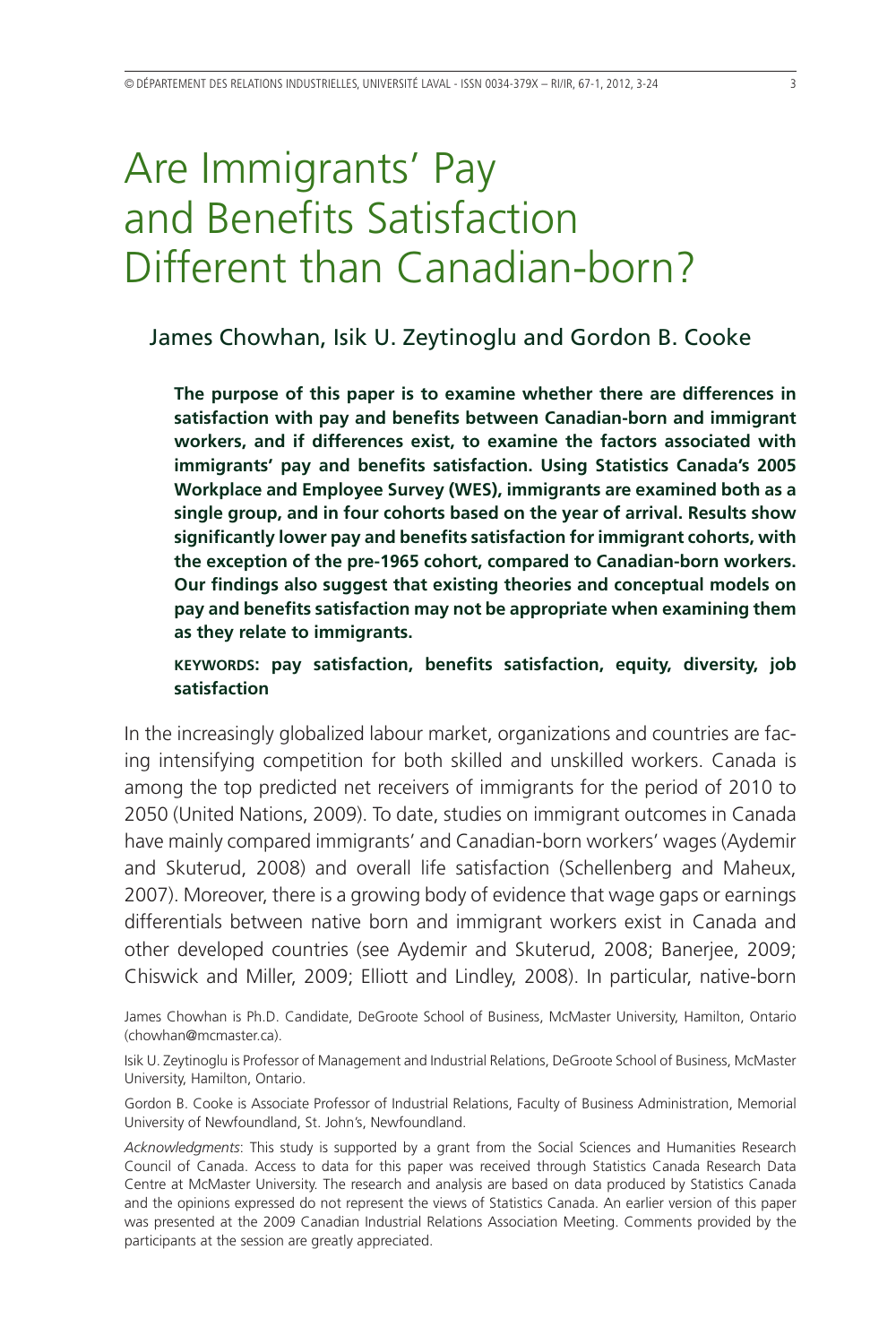# Are Immigrants' Pay and Benefits Satisfaction Different than Canadian-born?

James Chowhan, Isik U. Zeytinoglu and Gordon B. Cooke

**The purpose of this paper is to examine whether there are differences in satisfaction with pay and benefits between Canadian-born and immigrant workers, and if differences exist, to examine the factors associated with immigrants' pay and benefits satisfaction. Using Statistics Canada's 2005 Workplace and Employee Survey (WES), immigrants are examined both as a single group, and in four cohorts based on the year of arrival. Results show significantly lower pay and benefits satisfaction for immigrant cohorts, with the exception of the pre-1965 cohort, compared to Canadian-born workers. Our findings also suggest that existing theories and conceptual models on pay and benefits satisfaction may not be appropriate when examining them as they relate to immigrants.**

**KEYWORDS: pay satisfaction, benefits satisfaction, equity, diversity, job satisfaction**

In the increasingly globalized labour market, organizations and countries are facing intensifying competition for both skilled and unskilled workers. Canada is among the top predicted net receivers of immigrants for the period of 2010 to 2050 (United Nations, 2009). To date, studies on immigrant outcomes in Canada have mainly compared immigrants' and Canadian-born workers' wages (Aydemir and Skuterud, 2008) and overall life satisfaction (Schellenberg and Maheux, 2007). Moreover, there is a growing body of evidence that wage gaps or earnings differentials between native born and immigrant workers exist in Canada and other developed countries (see Aydemir and Skuterud, 2008; Banerjee, 2009; Chiswick and Miller, 2009; Elliott and Lindley, 2008). In particular, native-born

James Chowhan is Ph.D. Candidate, DeGroote School of Business, McMaster University, Hamilton, Ontario (chowhan@mcmaster.ca).

Isik U. Zeytinoglu is Professor of Management and Industrial Relations, DeGroote School of Business, McMaster University, Hamilton, Ontario.

Gordon B. Cooke is Associate Professor of Industrial Relations, Faculty of Business Administration, Memorial University of Newfoundland, St. John's, Newfoundland.

*Acknowledgments*: This study is supported by a grant from the Social Sciences and Humanities Research Council of Canada. Access to data for this paper was received through Statistics Canada Research Data Centre at McMaster University. The research and analysis are based on data produced by Statistics Canada and the opinions expressed do not represent the views of Statistics Canada. An earlier version of this paper was presented at the 2009 Canadian Industrial Relations Association Meeting. Comments provided by the participants at the session are greatly appreciated.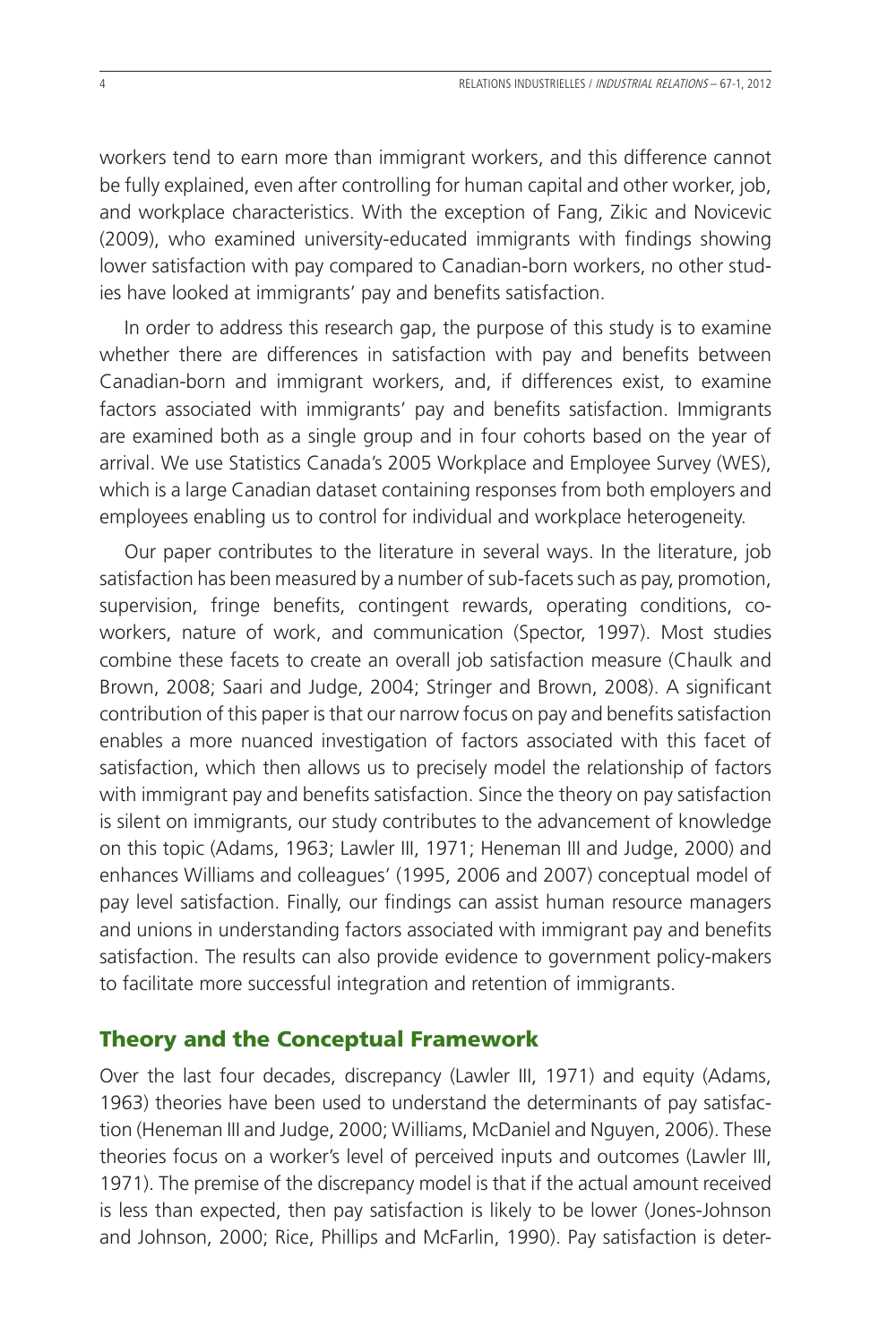workers tend to earn more than immigrant workers, and this difference cannot be fully explained, even after controlling for human capital and other worker, job, and workplace characteristics. With the exception of Fang, Zikic and Novicevic (2009), who examined university-educated immigrants with findings showing lower satisfaction with pay compared to Canadian-born workers, no other studies have looked at immigrants' pay and benefits satisfaction.

In order to address this research gap, the purpose of this study is to examine whether there are differences in satisfaction with pay and benefits between Canadian-born and immigrant workers, and, if differences exist, to examine factors associated with immigrants' pay and benefits satisfaction. Immigrants are examined both as a single group and in four cohorts based on the year of arrival. We use Statistics Canada's 2005 Workplace and Employee Survey (WES), which is a large Canadian dataset containing responses from both employers and employees enabling us to control for individual and workplace heterogeneity.

Our paper contributes to the literature in several ways. In the literature, job satisfaction has been measured by a number of sub-facets such as pay, promotion, supervision, fringe benefits, contingent rewards, operating conditions, co-workers, nature of work, and communication (Spector, 1997). Most studies combine these facets to create an overall job satisfaction measure (Chaulk and Brown, 2008; Saari and Judge, 2004; Stringer and Brown, 2008). A significant contribution of this paper is that our narrow focus on pay and benefits satisfaction enables a more nuanced investigation of factors associated with this facet of satisfaction, which then allows us to precisely model the relationship of factors with immigrant pay and benefits satisfaction. Since the theory on pay satisfaction is silent on immigrants, our study contributes to the advancement of knowledge on this topic (Adams, 1963; Lawler III, 1971; Heneman III and Judge, 2000) and enhances Williams and colleagues' (1995, 2006 and 2007) conceptual model of pay level satisfaction. Finally, our findings can assist human resource managers and unions in understanding factors associated with immigrant pay and benefits satisfaction. The results can also provide evidence to government policy-makers to facilitate more successful integration and retention of immigrants.

## Theory and the Conceptual Framework

Over the last four decades, discrepancy (Lawler III, 1971) and equity (Adams, 1963) theories have been used to understand the determinants of pay satisfaction (Heneman III and Judge, 2000; Williams, McDaniel and Nguyen, 2006). These theories focus on a worker's level of perceived inputs and outcomes (Lawler III, 1971). The premise of the discrepancy model is that if the actual amount received is less than expected, then pay satisfaction is likely to be lower (Jones-Johnson and Johnson, 2000; Rice, Phillips and McFarlin, 1990). Pay satisfaction is deter-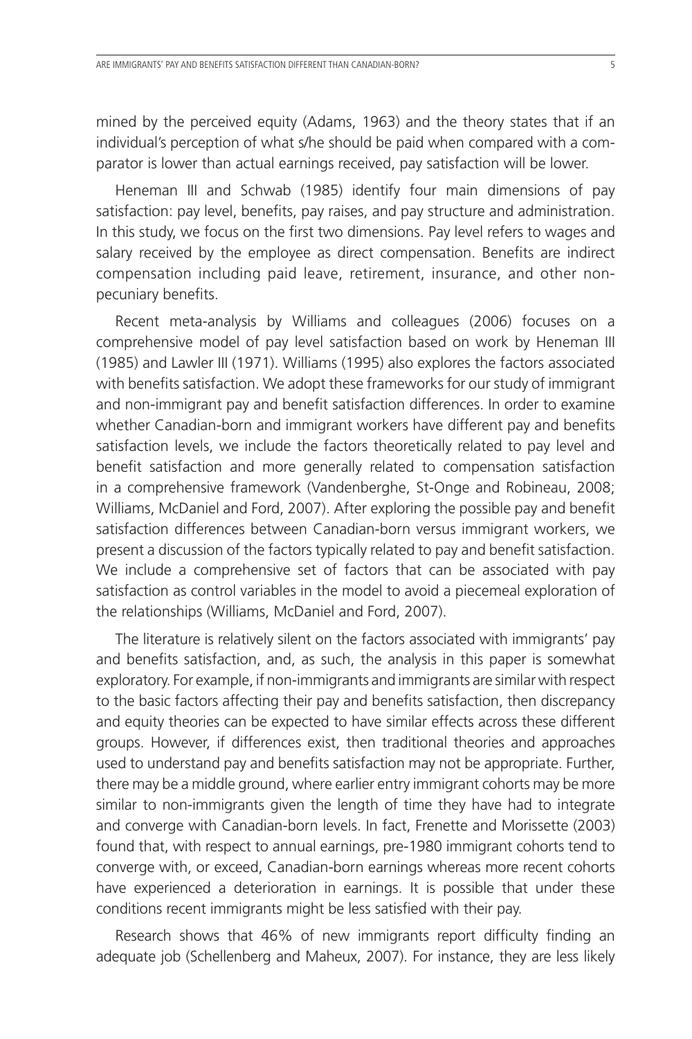mined by the perceived equity (Adams, 1963) and the theory states that if an individual's perception of what s/he should be paid when compared with a comparator is lower than actual earnings received, pay satisfaction will be lower.

Heneman III and Schwab (1985) identify four main dimensions of pay satisfaction: pay level, benefits, pay raises, and pay structure and administration. In this study, we focus on the first two dimensions. Pay level refers to wages and salary received by the employee as direct compensation. Benefits are indirect compensation including paid leave, retirement, insurance, and other non-pecuniary benefits.

Recent meta-analysis by Williams and colleagues (2006) focuses on a comprehensive model of pay level satisfaction based on work by Heneman III (1985) and Lawler III (1971). Williams (1995) also explores the factors associated with benefits satisfaction. We adopt these frameworks for our study of immigrant and non-immigrant pay and benefit satisfaction differences. In order to examine whether Canadian-born and immigrant workers have different pay and benefits satisfaction levels, we include the factors theoretically related to pay level and benefit satisfaction and more generally related to compensation satisfaction in a comprehensive framework (Vandenberghe, St-Onge and Robineau, 2008; Williams, McDaniel and Ford, 2007). After exploring the possible pay and benefit satisfaction differences between Canadian-born versus immigrant workers, we present a discussion of the factors typically related to pay and benefit satisfaction. We include a comprehensive set of factors that can be associated with pay satisfaction as control variables in the model to avoid a piecemeal exploration of the relationships (Williams, McDaniel and Ford, 2007).

The literature is relatively silent on the factors associated with immigrants' pay and benefits satisfaction, and, as such, the analysis in this paper is somewhat exploratory. For example, if non-immigrants and immigrants are similar with respect to the basic factors affecting their pay and benefits satisfaction, then discrepancy and equity theories can be expected to have similar effects across these different groups. However, if differences exist, then traditional theories and approaches used to understand pay and benefits satisfaction may not be appropriate. Further, there may be a middle ground, where earlier entry immigrant cohorts may be more similar to non-immigrants given the length of time they have had to integrate and converge with Canadian-born levels. In fact, Frenette and Morissette (2003) found that, with respect to annual earnings, pre-1980 immigrant cohorts tend to converge with, or exceed, Canadian-born earnings whereas more recent cohorts have experienced a deterioration in earnings. It is possible that under these conditions recent immigrants might be less satisfied with their pay.

Research shows that 46% of new immigrants report difficulty finding an adequate job (Schellenberg and Maheux, 2007). For instance, they are less likely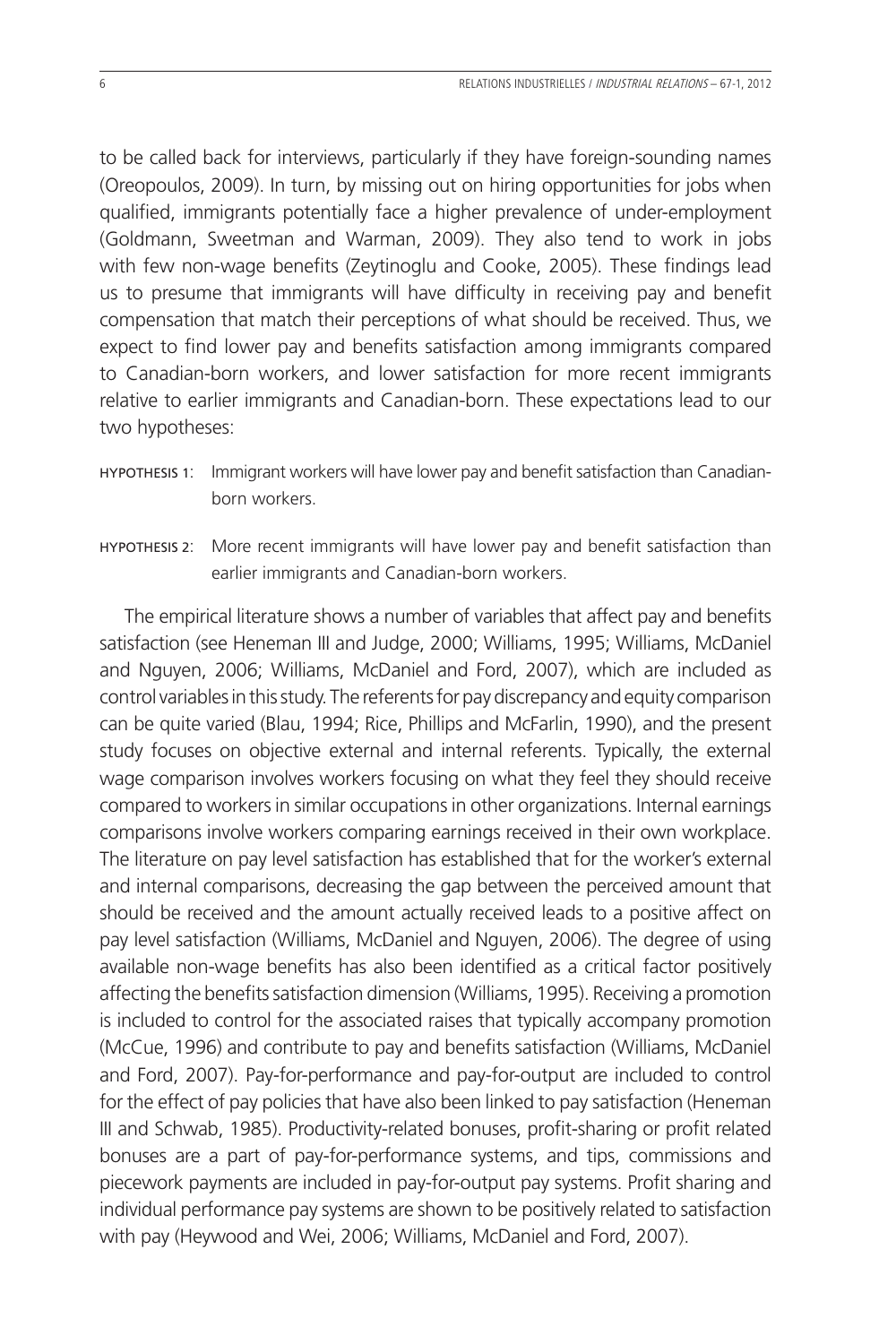to be called back for interviews, particularly if they have foreign-sounding names (Oreopoulos, 2009). In turn, by missing out on hiring opportunities for jobs when qualified, immigrants potentially face a higher prevalence of under-employment (Goldmann, Sweetman and Warman, 2009). They also tend to work in jobs with few non-wage benefits (Zeytinoglu and Cooke, 2005). These findings lead us to presume that immigrants will have difficulty in receiving pay and benefit compensation that match their perceptions of what should be received. Thus, we expect to find lower pay and benefits satisfaction among immigrants compared to Canadian-born workers, and lower satisfaction for more recent immigrants relative to earlier immigrants and Canadian-born. These expectations lead to our two hypotheses:

HYPOTHESIS 1: Immigrant workers will have lower pay and benefit satisfaction than Canadian-born workers.

HYPOTHESIS 2: More recent immigrants will have lower pay and benefit satisfaction than earlier immigrants and Canadian-born workers.

The empirical literature shows a number of variables that affect pay and benefits satisfaction (see Heneman III and Judge, 2000; Williams, 1995; Williams, McDaniel and Nguyen, 2006; Williams, McDaniel and Ford, 2007), which are included as control variables in this study. The referents for pay discrepancy and equity comparison can be quite varied (Blau, 1994; Rice, Phillips and McFarlin, 1990), and the present study focuses on objective external and internal referents. Typically, the external wage comparison involves workers focusing on what they feel they should receive compared to workers in similar occupations in other organizations. Internal earnings comparisons involve workers comparing earnings received in their own workplace. The literature on pay level satisfaction has established that for the worker's external and internal comparisons, decreasing the gap between the perceived amount that should be received and the amount actually received leads to a positive affect on pay level satisfaction (Williams, McDaniel and Nguyen, 2006). The degree of using available non-wage benefits has also been identified as a critical factor positively affecting the benefits satisfaction dimension (Williams, 1995). Receiving a promotion is included to control for the associated raises that typically accompany promotion (McCue, 1996) and contribute to pay and benefits satisfaction (Williams, McDaniel and Ford, 2007). Pay-for-performance and pay-for-output are included to control for the effect of pay policies that have also been linked to pay satisfaction (Heneman III and Schwab, 1985). Productivity-related bonuses, profit-sharing or profit related bonuses are a part of pay-for-performance systems, and tips, commissions and piecework payments are included in pay-for-output pay systems. Profit sharing and individual performance pay systems are shown to be positively related to satisfaction with pay (Heywood and Wei, 2006; Williams, McDaniel and Ford, 2007).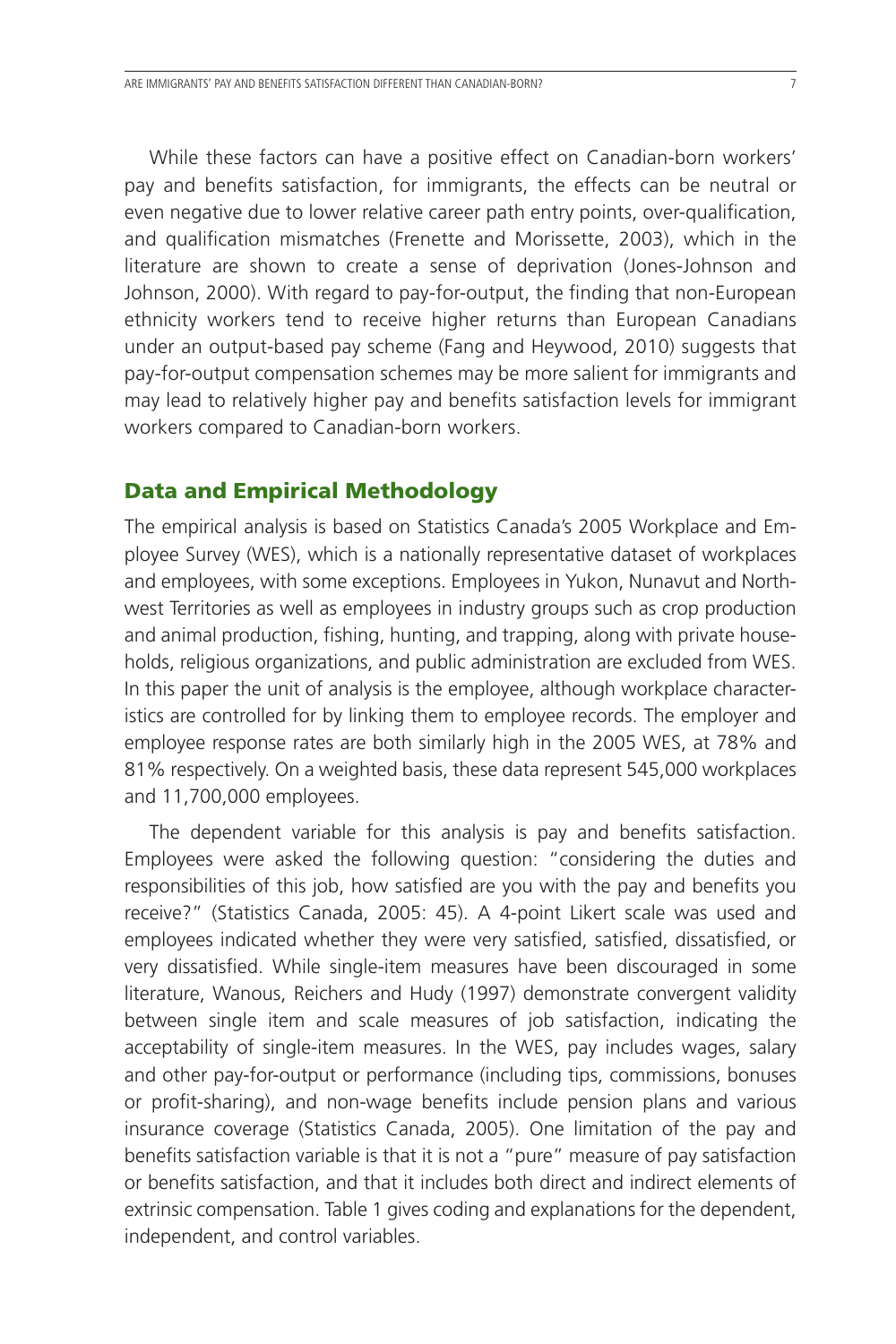While these factors can have a positive effect on Canadian-born workers' pay and benefits satisfaction, for immigrants, the effects can be neutral or even negative due to lower relative career path entry points, over-qualification, and qualification mismatches (Frenette and Morissette, 2003), which in the literature are shown to create a sense of deprivation (Jones-Johnson and Johnson, 2000). With regard to pay-for-output, the finding that non-European ethnicity workers tend to receive higher returns than European Canadians under an output-based pay scheme (Fang and Heywood, 2010) suggests that pay-for-output compensation schemes may be more salient for immigrants and may lead to relatively higher pay and benefits satisfaction levels for immigrant workers compared to Canadian-born workers.

## Data and Empirical Methodology

The empirical analysis is based on Statistics Canada's 2005 Workplace and Employee Survey (WES), which is a nationally representative dataset of workplaces and employees, with some exceptions. Employees in Yukon, Nunavut and Northwest Territories as well as employees in industry groups such as crop production and animal production, fishing, hunting, and trapping, along with private households, religious organizations, and public administration are excluded from WES. In this paper the unit of analysis is the employee, although workplace characteristics are controlled for by linking them to employee records. The employer and employee response rates are both similarly high in the 2005 WES, at 78% and 81% respectively. On a weighted basis, these data represent 545,000 workplaces and 11,700,000 employees.

The dependent variable for this analysis is pay and benefits satisfaction. Employees were asked the following question: "considering the duties and responsibilities of this job, how satisfied are you with the pay and benefits you receive?" (Statistics Canada, 2005: 45). A 4-point Likert scale was used and employees indicated whether they were very satisfied, satisfied, dissatisfied, or very dissatisfied. While single-item measures have been discouraged in some literature, Wanous, Reichers and Hudy (1997) demonstrate convergent validity between single item and scale measures of job satisfaction, indicating the acceptability of single-item measures. In the WES, pay includes wages, salary and other pay-for-output or performance (including tips, commissions, bonuses or profit-sharing), and non-wage benefits include pension plans and various insurance coverage (Statistics Canada, 2005). One limitation of the pay and benefits satisfaction variable is that it is not a "pure" measure of pay satisfaction or benefits satisfaction, and that it includes both direct and indirect elements of extrinsic compensation. Table 1 gives coding and explanations for the dependent, independent, and control variables.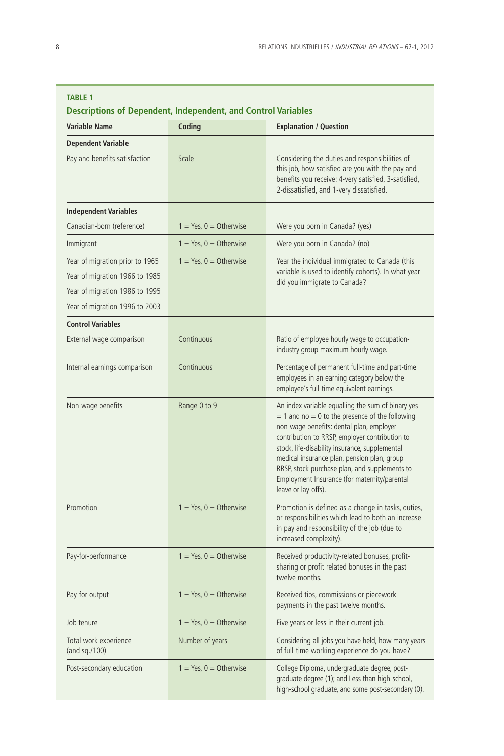**TABLE 1**

**Descriptions of Dependent, Independent, and Control Variables**

| Variable Name | Coding | Explanation / Question |
|---|---|---|
| **Dependent Variable** | | |
| Pay and benefits satisfaction | Scale | Considering the duties and responsibilities of this job, how satisfied are you with the pay and benefits you receive: 4-very satisfied, 3-satisfied, 2-dissatisfied, and 1-very dissatisfied. |
| **Independent Variables** | | |
| Canadian-born (reference) | 1 = Yes, 0 = Otherwise | Were you born in Canada? (yes) |
| Immigrant | 1 = Yes, 0 = Otherwise | Were you born in Canada? (no) |
| Year of migration prior to 1965<br>Year of migration 1966 to 1985<br>Year of migration 1986 to 1995<br>Year of migration 1996 to 2003 | 1 = Yes, 0 = Otherwise | Year the individual immigrated to Canada (this variable is used to identify cohorts). In what year did you immigrate to Canada? |
| **Control Variables** | | |
| External wage comparison | Continuous | Ratio of employee hourly wage to occupation-industry group maximum hourly wage. |
| Internal earnings comparison | Continuous | Percentage of permanent full-time and part-time employees in an earning category below the employee's full-time equivalent earnings. |
| Non-wage benefits | Range 0 to 9 | An index variable equalling the sum of binary yes = 1 and no = 0 to the presence of the following non-wage benefits: dental plan, employer contribution to RRSP, employer contribution to stock, life-disability insurance, supplemental medical insurance plan, pension plan, group RRSP, stock purchase plan, and supplements to Employment Insurance (for maternity/parental leave or lay-offs). |
| Promotion | 1 = Yes, 0 = Otherwise | Promotion is defined as a change in tasks, duties, or responsibilities which lead to both an increase in pay and responsibility of the job (due to increased complexity). |
| Pay-for-performance | 1 = Yes, 0 = Otherwise | Received productivity-related bonuses, profit-sharing or profit related bonuses in the past twelve months. |
| Pay-for-output | 1 = Yes, 0 = Otherwise | Received tips, commissions or piecework payments in the past twelve months. |
| Job tenure | 1 = Yes, 0 = Otherwise | Five years or less in their current job. |
| Total work experience (and sq./100) | Number of years | Considering all jobs you have held, how many years of full-time working experience do you have? |
| Post-secondary education | 1 = Yes, 0 = Otherwise | College Diploma, undergraduate degree, post-graduate degree (1); and Less than high-school, high-school graduate, and some post-secondary (0). |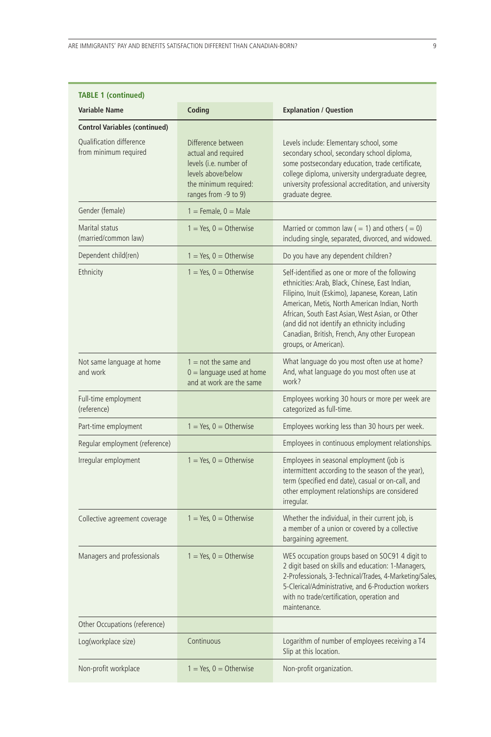**TABLE 1 (continued)**

| Variable Name | Coding | Explanation / Question |
|---|---|---|
| **Control Variables (continued)** | | |
| Qualification difference from minimum required | Difference between actual and required levels (i.e. number of levels above/below the minimum required: ranges from -9 to 9) | Levels include: Elementary school, some secondary school, secondary school diploma, some postsecondary education, trade certificate, college diploma, university undergraduate degree, university professional accreditation, and university graduate degree. |
| Gender (female) | 1 = Female, 0 = Male | |
| Marital status (married/common law) | 1 = Yes, 0 = Otherwise | Married or common law ( = 1) and others ( = 0) including single, separated, divorced, and widowed. |
| Dependent child(ren) | 1 = Yes, 0 = Otherwise | Do you have any dependent children? |
| Ethnicity | 1 = Yes, 0 = Otherwise | Self-identified as one or more of the following ethnicities: Arab, Black, Chinese, East Indian, Filipino, Inuit (Eskimo), Japanese, Korean, Latin American, Metis, North American Indian, North African, South East Asian, West Asian, or Other (and did not identify an ethnicity including Canadian, British, French, Any other European groups, or American). |
| Not same language at home and work | 1 = not the same and 0 = language used at home and at work are the same | What language do you most often use at home? And, what language do you most often use at work? |
| Full-time employment (reference) | | Employees working 30 hours or more per week are categorized as full-time. |
| Part-time employment | 1 = Yes, 0 = Otherwise | Employees working less than 30 hours per week. |
| Regular employment (reference) | | Employees in continuous employment relationships. |
| Irregular employment | 1 = Yes, 0 = Otherwise | Employees in seasonal employment (job is intermittent according to the season of the year), term (specified end date), casual or on-call, and other employment relationships are considered irregular. |
| Collective agreement coverage | 1 = Yes, 0 = Otherwise | Whether the individual, in their current job, is a member of a union or covered by a collective bargaining agreement. |
| Managers and professionals | 1 = Yes, 0 = Otherwise | WES occupation groups based on SOC91 4 digit to 2 digit based on skills and education: 1-Managers, 2-Professionals, 3-Technical/Trades, 4-Marketing/Sales, 5-Clerical/Administrative, and 6-Production workers with no trade/certification, operation and maintenance. |
| Other Occupations (reference) | | |
| Log(workplace size) | Continuous | Logarithm of number of employees receiving a T4 Slip at this location. |
| Non-profit workplace | 1 = Yes, 0 = Otherwise | Non-profit organization. |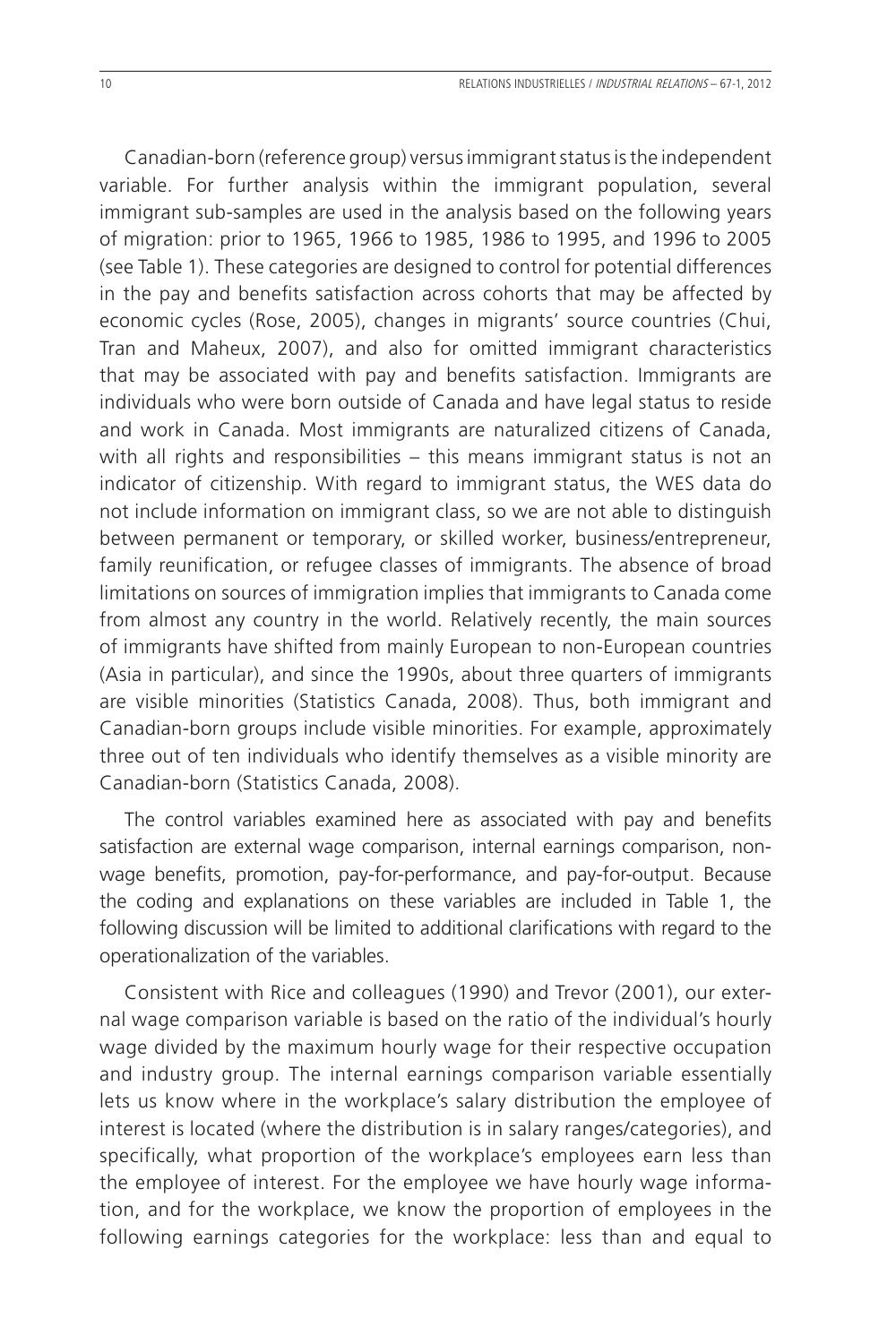Canadian-born (reference group) versus immigrant status is the independent variable. For further analysis within the immigrant population, several immigrant sub-samples are used in the analysis based on the following years of migration: prior to 1965, 1966 to 1985, 1986 to 1995, and 1996 to 2005 (see Table 1). These categories are designed to control for potential differences in the pay and benefits satisfaction across cohorts that may be affected by economic cycles (Rose, 2005), changes in migrants' source countries (Chui, Tran and Maheux, 2007), and also for omitted immigrant characteristics that may be associated with pay and benefits satisfaction. Immigrants are individuals who were born outside of Canada and have legal status to reside and work in Canada. Most immigrants are naturalized citizens of Canada, with all rights and responsibilities – this means immigrant status is not an indicator of citizenship. With regard to immigrant status, the WES data do not include information on immigrant class, so we are not able to distinguish between permanent or temporary, or skilled worker, business/entrepreneur, family reunification, or refugee classes of immigrants. The absence of broad limitations on sources of immigration implies that immigrants to Canada come from almost any country in the world. Relatively recently, the main sources of immigrants have shifted from mainly European to non-European countries (Asia in particular), and since the 1990s, about three quarters of immigrants are visible minorities (Statistics Canada, 2008). Thus, both immigrant and Canadian-born groups include visible minorities. For example, approximately three out of ten individuals who identify themselves as a visible minority are Canadian-born (Statistics Canada, 2008).

The control variables examined here as associated with pay and benefits satisfaction are external wage comparison, internal earnings comparison, non-wage benefits, promotion, pay-for-performance, and pay-for-output. Because the coding and explanations on these variables are included in Table 1, the following discussion will be limited to additional clarifications with regard to the operationalization of the variables.

Consistent with Rice and colleagues (1990) and Trevor (2001), our external wage comparison variable is based on the ratio of the individual's hourly wage divided by the maximum hourly wage for their respective occupation and industry group. The internal earnings comparison variable essentially lets us know where in the workplace's salary distribution the employee of interest is located (where the distribution is in salary ranges/categories), and specifically, what proportion of the workplace's employees earn less than the employee of interest. For the employee we have hourly wage information, and for the workplace, we know the proportion of employees in the following earnings categories for the workplace: less than and equal to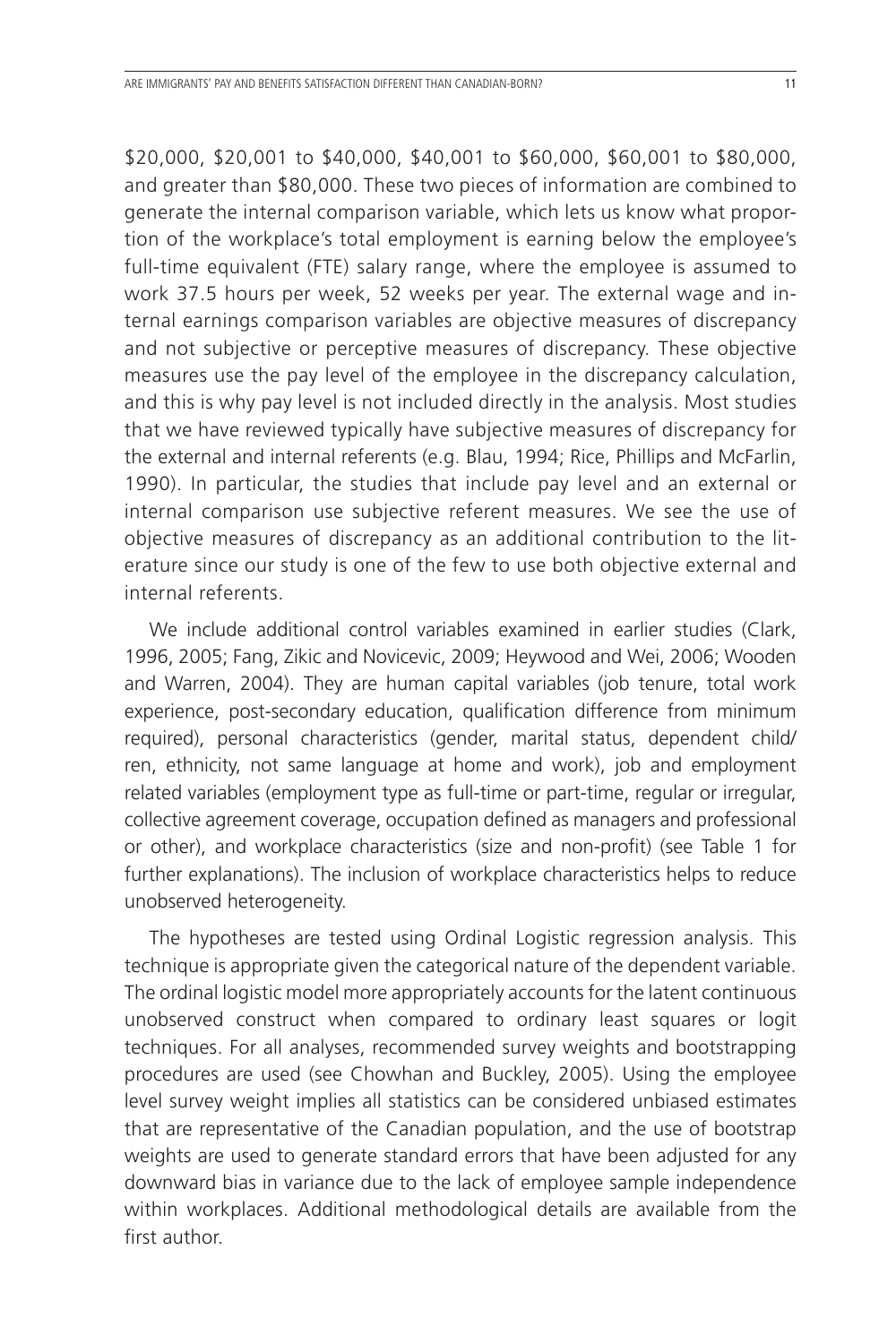$20,000, $20,001 to $40,000, $40,001 to $60,000, $60,001 to $80,000, and greater than $80,000. These two pieces of information are combined to generate the internal comparison variable, which lets us know what proportion of the workplace's total employment is earning below the employee's full-time equivalent (FTE) salary range, where the employee is assumed to work 37.5 hours per week, 52 weeks per year. The external wage and internal earnings comparison variables are objective measures of discrepancy and not subjective or perceptive measures of discrepancy. These objective measures use the pay level of the employee in the discrepancy calculation, and this is why pay level is not included directly in the analysis. Most studies that we have reviewed typically have subjective measures of discrepancy for the external and internal referents (e.g. Blau, 1994; Rice, Phillips and McFarlin, 1990). In particular, the studies that include pay level and an external or internal comparison use subjective referent measures. We see the use of objective measures of discrepancy as an additional contribution to the literature since our study is one of the few to use both objective external and internal referents.

We include additional control variables examined in earlier studies (Clark, 1996, 2005; Fang, Zikic and Novicevic, 2009; Heywood and Wei, 2006; Wooden and Warren, 2004). They are human capital variables (job tenure, total work experience, post-secondary education, qualification difference from minimum required), personal characteristics (gender, marital status, dependent child/ren, ethnicity, not same language at home and work), job and employment related variables (employment type as full-time or part-time, regular or irregular, collective agreement coverage, occupation defined as managers and professional or other), and workplace characteristics (size and non-profit) (see Table 1 for further explanations). The inclusion of workplace characteristics helps to reduce unobserved heterogeneity.

The hypotheses are tested using Ordinal Logistic regression analysis. This technique is appropriate given the categorical nature of the dependent variable. The ordinal logistic model more appropriately accounts for the latent continuous unobserved construct when compared to ordinary least squares or logit techniques. For all analyses, recommended survey weights and bootstrapping procedures are used (see Chowhan and Buckley, 2005). Using the employee level survey weight implies all statistics can be considered unbiased estimates that are representative of the Canadian population, and the use of bootstrap weights are used to generate standard errors that have been adjusted for any downward bias in variance due to the lack of employee sample independence within workplaces. Additional methodological details are available from the first author.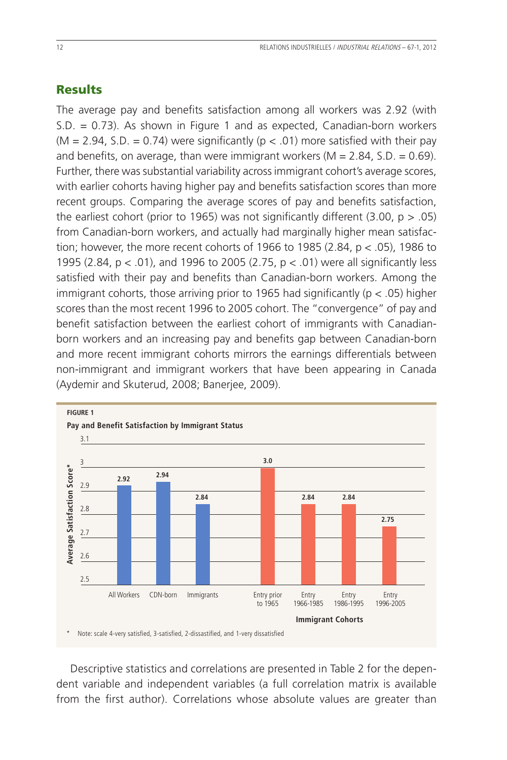## Results

The average pay and benefits satisfaction among all workers was 2.92 (with S.D. = 0.73). As shown in Figure 1 and as expected, Canadian-born workers (M = 2.94, S.D. = 0.74) were significantly ($p < .01$) more satisfied with their pay and benefits, on average, than were immigrant workers (M = 2.84, S.D. = 0.69). Further, there was substantial variability across immigrant cohort's average scores, with earlier cohorts having higher pay and benefits satisfaction scores than more recent groups. Comparing the average scores of pay and benefits satisfaction, the earliest cohort (prior to 1965) was not significantly different (3.00, $p > .05$) from Canadian-born workers, and actually had marginally higher mean satisfaction; however, the more recent cohorts of 1966 to 1985 (2.84, $p < .05$), 1986 to 1995 (2.84, $p < .01$), and 1996 to 2005 (2.75, $p < .01$) were all significantly less satisfied with their pay and benefits than Canadian-born workers. Among the immigrant cohorts, those arriving prior to 1965 had significantly ($p < .05$) higher scores than the most recent 1996 to 2005 cohort. The "convergence" of pay and benefit satisfaction between the earliest cohort of immigrants with Canadian-born workers and an increasing pay and benefits gap between Canadian-born and more recent immigrant cohorts mirrors the earnings differentials between non-immigrant and immigrant workers that have been appearing in Canada (Aydemir and Skuterud, 2008; Banerjee, 2009).

**FIGURE 1**

**Pay and Benefit Satisfaction by Immigrant Status**

| | Average Satisfaction Score* |
|---|---|
| All Workers | 2.92 |
| CDN-born | 2.94 |
| Immigrants | 2.84 |
| **Immigrant Cohorts** | |
| Entry prior to 1965 | 3.0 |
| Entry 1966-1985 | 2.84 |
| Entry 1986-1995 | 2.84 |
| Entry 1996-2005 | 2.75 |

\* Note: scale 4-very satisfied, 3-satisfied, 2-dissastified, and 1-very dissatisfied

Descriptive statistics and correlations are presented in Table 2 for the dependent variable and independent variables (a full correlation matrix is available from the first author). Correlations whose absolute values are greater than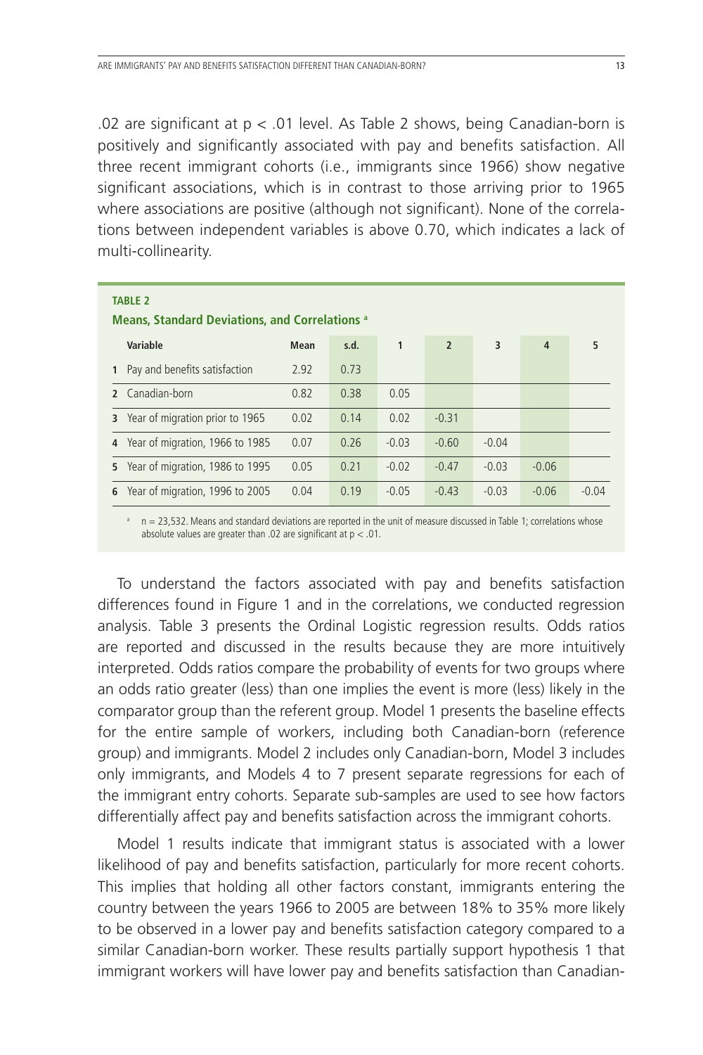.02 are significant at $p < .01$ level. As Table 2 shows, being Canadian-born is positively and significantly associated with pay and benefits satisfaction. All three recent immigrant cohorts (i.e., immigrants since 1966) show negative significant associations, which is in contrast to those arriving prior to 1965 where associations are positive (although not significant). None of the correlations between independent variables is above 0.70, which indicates a lack of multi-collinearity.

**TABLE 2**
**Means, Standard Deviations, and Correlations [a]**

| | Variable | Mean | s.d. | 1 | 2 | 3 | 4 | 5 |
|---|---|---|---|---|---|---|---|---|
| 1 | Pay and benefits satisfaction | 2.92 | 0.73 | | | | | |
| 2 | Canadian-born | 0.82 | 0.38 | 0.05 | | | | |
| 3 | Year of migration prior to 1965 | 0.02 | 0.14 | 0.02 | -0.31 | | | |
| 4 | Year of migration, 1966 to 1985 | 0.07 | 0.26 | -0.03 | -0.60 | -0.04 | | |
| 5 | Year of migration, 1986 to 1995 | 0.05 | 0.21 | -0.02 | -0.47 | -0.03 | -0.06 | |
| 6 | Year of migration, 1996 to 2005 | 0.04 | 0.19 | -0.05 | -0.43 | -0.03 | -0.06 | -0.04 |

[a] n = 23,532. Means and standard deviations are reported in the unit of measure discussed in Table 1; correlations whose absolute values are greater than .02 are significant at $p < .01$.

To understand the factors associated with pay and benefits satisfaction differences found in Figure 1 and in the correlations, we conducted regression analysis. Table 3 presents the Ordinal Logistic regression results. Odds ratios are reported and discussed in the results because they are more intuitively interpreted. Odds ratios compare the probability of events for two groups where an odds ratio greater (less) than one implies the event is more (less) likely in the comparator group than the referent group. Model 1 presents the baseline effects for the entire sample of workers, including both Canadian-born (reference group) and immigrants. Model 2 includes only Canadian-born, Model 3 includes only immigrants, and Models 4 to 7 present separate regressions for each of the immigrant entry cohorts. Separate sub-samples are used to see how factors differentially affect pay and benefits satisfaction across the immigrant cohorts.

Model 1 results indicate that immigrant status is associated with a lower likelihood of pay and benefits satisfaction, particularly for more recent cohorts. This implies that holding all other factors constant, immigrants entering the country between the years 1966 to 2005 are between 18% to 35% more likely to be observed in a lower pay and benefits satisfaction category compared to a similar Canadian-born worker. These results partially support hypothesis 1 that immigrant workers will have lower pay and benefits satisfaction than Canadian-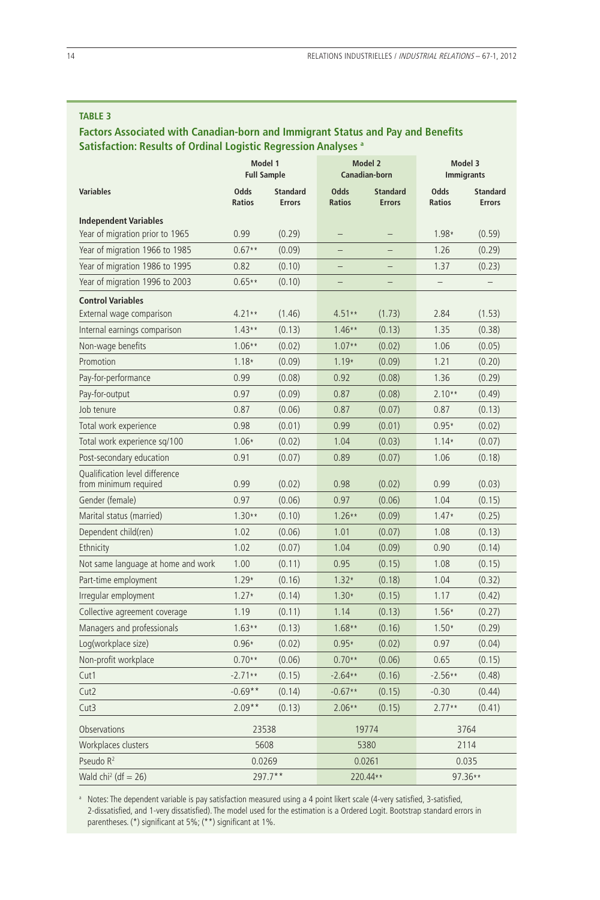**TABLE 3**

**Factors Associated with Canadian-born and Immigrant Status and Pay and Benefits Satisfaction: Results of Ordinal Logistic Regression Analyses [a]**

| | Model 1 Full Sample | | Model 2 Canadian-born | | Model 3 Immigrants | |
|---|---|---|---|---|---|---|
| **Variables** | **Odds Ratios** | **Standard Errors** | **Odds Ratios** | **Standard Errors** | **Odds Ratios** | **Standard Errors** |
| **Independent Variables** | | | | | | |
| Year of migration prior to 1965 | 0.99 | (0.29) | – | – | 1.98* | (0.59) |
| Year of migration 1966 to 1985 | 0.67** | (0.09) | – | – | 1.26 | (0.29) |
| Year of migration 1986 to 1995 | 0.82 | (0.10) | – | – | 1.37 | (0.23) |
| Year of migration 1996 to 2003 | 0.65** | (0.10) | – | – | – | – |
| **Control Variables** | | | | | | |
| External wage comparison | 4.21** | (1.46) | 4.51** | (1.73) | 2.84 | (1.53) |
| Internal earnings comparison | 1.43** | (0.13) | 1.46** | (0.13) | 1.35 | (0.38) |
| Non-wage benefits | 1.06** | (0.02) | 1.07** | (0.02) | 1.06 | (0.05) |
| Promotion | 1.18* | (0.09) | 1.19* | (0.09) | 1.21 | (0.20) |
| Pay-for-performance | 0.99 | (0.08) | 0.92 | (0.08) | 1.36 | (0.29) |
| Pay-for-output | 0.97 | (0.09) | 0.87 | (0.08) | 2.10** | (0.49) |
| Job tenure | 0.87 | (0.06) | 0.87 | (0.07) | 0.87 | (0.13) |
| Total work experience | 0.98 | (0.01) | 0.99 | (0.01) | 0.95* | (0.02) |
| Total work experience sq/100 | 1.06* | (0.02) | 1.04 | (0.03) | 1.14* | (0.07) |
| Post-secondary education | 0.91 | (0.07) | 0.89 | (0.07) | 1.06 | (0.18) |
| Qualification level difference from minimum required | 0.99 | (0.02) | 0.98 | (0.02) | 0.99 | (0.03) |
| Gender (female) | 0.97 | (0.06) | 0.97 | (0.06) | 1.04 | (0.15) |
| Marital status (married) | 1.30** | (0.10) | 1.26** | (0.09) | 1.47* | (0.25) |
| Dependent child(ren) | 1.02 | (0.06) | 1.01 | (0.07) | 1.08 | (0.13) |
| Ethnicity | 1.02 | (0.07) | 1.04 | (0.09) | 0.90 | (0.14) |
| Not same language at home and work | 1.00 | (0.11) | 0.95 | (0.15) | 1.08 | (0.15) |
| Part-time employment | 1.29* | (0.16) | 1.32* | (0.18) | 1.04 | (0.32) |
| Irregular employment | 1.27* | (0.14) | 1.30* | (0.15) | 1.17 | (0.42) |
| Collective agreement coverage | 1.19 | (0.11) | 1.14 | (0.13) | 1.56* | (0.27) |
| Managers and professionals | 1.63** | (0.13) | 1.68** | (0.16) | 1.50* | (0.29) |
| Log(workplace size) | 0.96* | (0.02) | 0.95* | (0.02) | 0.97 | (0.04) |
| Non-profit workplace | 0.70** | (0.06) | 0.70** | (0.06) | 0.65 | (0.15) |
| Cut1 | -2.71** | (0.15) | -2.64** | (0.16) | -2.56** | (0.48) |
| Cut2 | -0.69** | (0.14) | -0.67** | (0.15) | -0.30 | (0.44) |
| Cut3 | 2.09** | (0.13) | 2.06** | (0.15) | 2.77** | (0.41) |
| Observations | 23538 | | 19774 | | 3764 | |
| Workplaces clusters | 5608 | | 5380 | | 2114 | |
| Pseudo $R^2$ | 0.0269 | | 0.0261 | | 0.035 | |
| Wald $chi^2$ (df = 26) | 297.7** | | 220.44** | | 97.36** | |

[a] Notes: The dependent variable is pay satisfaction measured using a 4 point likert scale (4-very satisfied, 3-satisfied, 2-dissatisfied, and 1-very dissatisfied). The model used for the estimation is a Ordered Logit. Bootstrap standard errors in parentheses. (*) significant at 5%; (**) significant at 1%.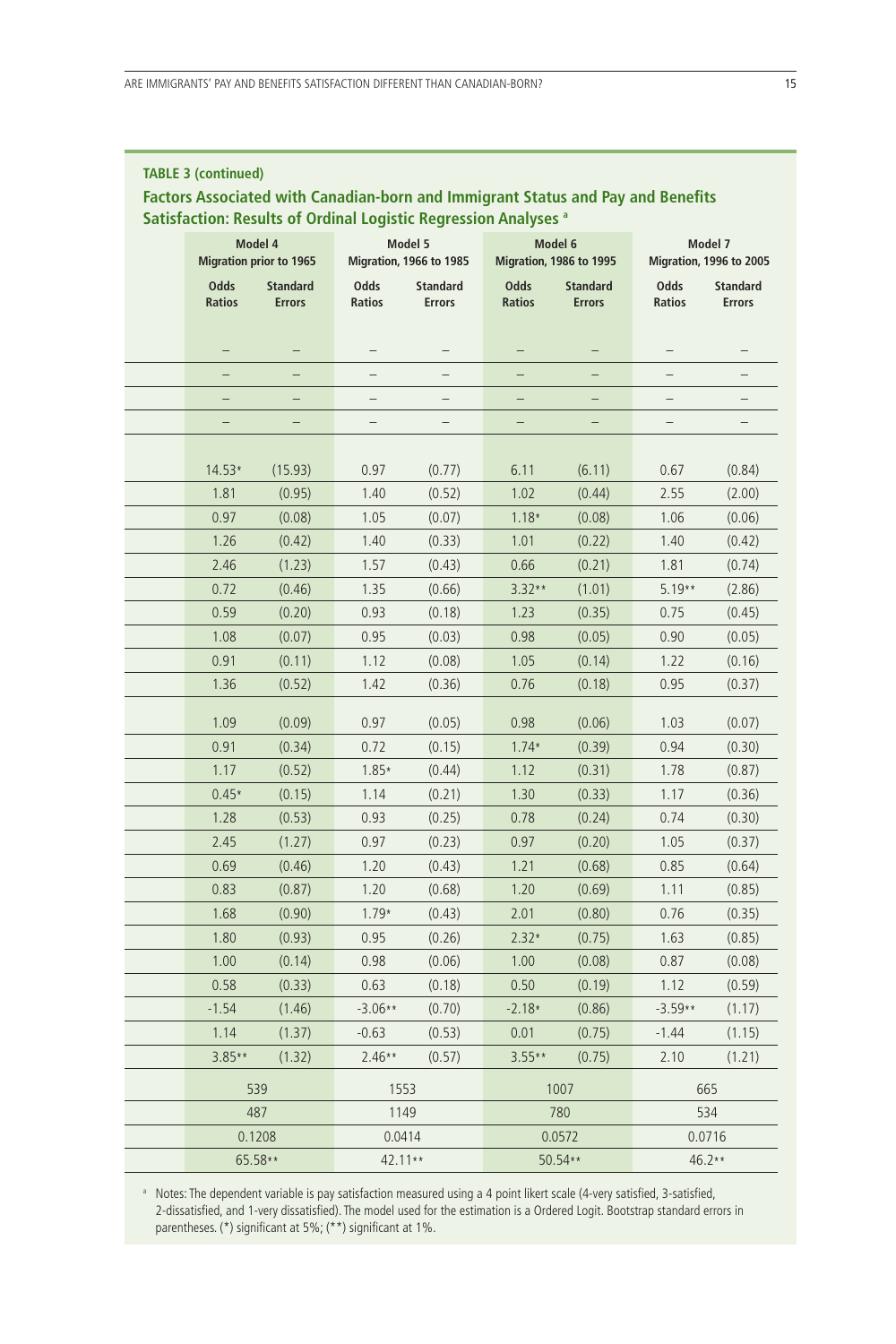**TABLE 3 (continued)**

**Factors Associated with Canadian-born and Immigrant Status and Pay and Benefits Satisfaction: Results of Ordinal Logistic Regression Analyses [a]**

| Model 4 Migration prior to 1965 | | Model 5 Migration, 1966 to 1985 | | Model 6 Migration, 1986 to 1995 | | Model 7 Migration, 1996 to 2005 | |
|---|---|---|---|---|---|---|---|
| Odds Ratios | Standard Errors | Odds Ratios | Standard Errors | Odds Ratios | Standard Errors | Odds Ratios | Standard Errors |
| – | – | – | – | – | – | – | – |
| – | – | – | – | – | – | – | – |
| – | – | – | – | – | – | – | – |
| – | – | – | – | – | – | – | – |
| 14.53* | (15.93) | 0.97 | (0.77) | 6.11 | (6.11) | 0.67 | (0.84) |
| 1.81 | (0.95) | 1.40 | (0.52) | 1.02 | (0.44) | 2.55 | (2.00) |
| 0.97 | (0.08) | 1.05 | (0.07) | 1.18* | (0.08) | 1.06 | (0.06) |
| 1.26 | (0.42) | 1.40 | (0.33) | 1.01 | (0.22) | 1.40 | (0.42) |
| 2.46 | (1.23) | 1.57 | (0.43) | 0.66 | (0.21) | 1.81 | (0.74) |
| 0.72 | (0.46) | 1.35 | (0.66) | 3.32** | (1.01) | 5.19** | (2.86) |
| 0.59 | (0.20) | 0.93 | (0.18) | 1.23 | (0.35) | 0.75 | (0.45) |
| 1.08 | (0.07) | 0.95 | (0.03) | 0.98 | (0.05) | 0.90 | (0.05) |
| 0.91 | (0.11) | 1.12 | (0.08) | 1.05 | (0.14) | 1.22 | (0.16) |
| 1.36 | (0.52) | 1.42 | (0.36) | 0.76 | (0.18) | 0.95 | (0.37) |
| 1.09 | (0.09) | 0.97 | (0.05) | 0.98 | (0.06) | 1.03 | (0.07) |
| 0.91 | (0.34) | 0.72 | (0.15) | 1.74* | (0.39) | 0.94 | (0.30) |
| 1.17 | (0.52) | 1.85* | (0.44) | 1.12 | (0.31) | 1.78 | (0.87) |
| 0.45* | (0.15) | 1.14 | (0.21) | 1.30 | (0.33) | 1.17 | (0.36) |
| 1.28 | (0.53) | 0.93 | (0.25) | 0.78 | (0.24) | 0.74 | (0.30) |
| 2.45 | (1.27) | 0.97 | (0.23) | 0.97 | (0.20) | 1.05 | (0.37) |
| 0.69 | (0.46) | 1.20 | (0.43) | 1.21 | (0.68) | 0.85 | (0.64) |
| 0.83 | (0.87) | 1.20 | (0.68) | 1.20 | (0.69) | 1.11 | (0.85) |
| 1.68 | (0.90) | 1.79* | (0.43) | 2.01 | (0.80) | 0.76 | (0.35) |
| 1.80 | (0.93) | 0.95 | (0.26) | 2.32* | (0.75) | 1.63 | (0.85) |
| 1.00 | (0.14) | 0.98 | (0.06) | 1.00 | (0.08) | 0.87 | (0.08) |
| 0.58 | (0.33) | 0.63 | (0.18) | 0.50 | (0.19) | 1.12 | (0.59) |
| -1.54 | (1.46) | -3.06** | (0.70) | -2.18* | (0.86) | -3.59** | (1.17) |
| 1.14 | (1.37) | -0.63 | (0.53) | 0.01 | (0.75) | -1.44 | (1.15) |
| 3.85** | (1.32) | 2.46** | (0.57) | 3.55** | (0.75) | 2.10 | (1.21) |
| 539 | | 1553 | | 1007 | | 665 | |
| 487 | | 1149 | | 780 | | 534 | |
| 0.1208 | | 0.0414 | | 0.0572 | | 0.0716 | |
| 65.58** | | 42.11** | | 50.54** | | 46.2** | |

[a] Notes: The dependent variable is pay satisfaction measured using a 4 point likert scale (4-very satisfied, 3-satisfied, 2-dissatisfied, and 1-very dissatisfied). The model used for the estimation is a Ordered Logit. Bootstrap standard errors in parentheses. (*) significant at 5%; (**) significant at 1%.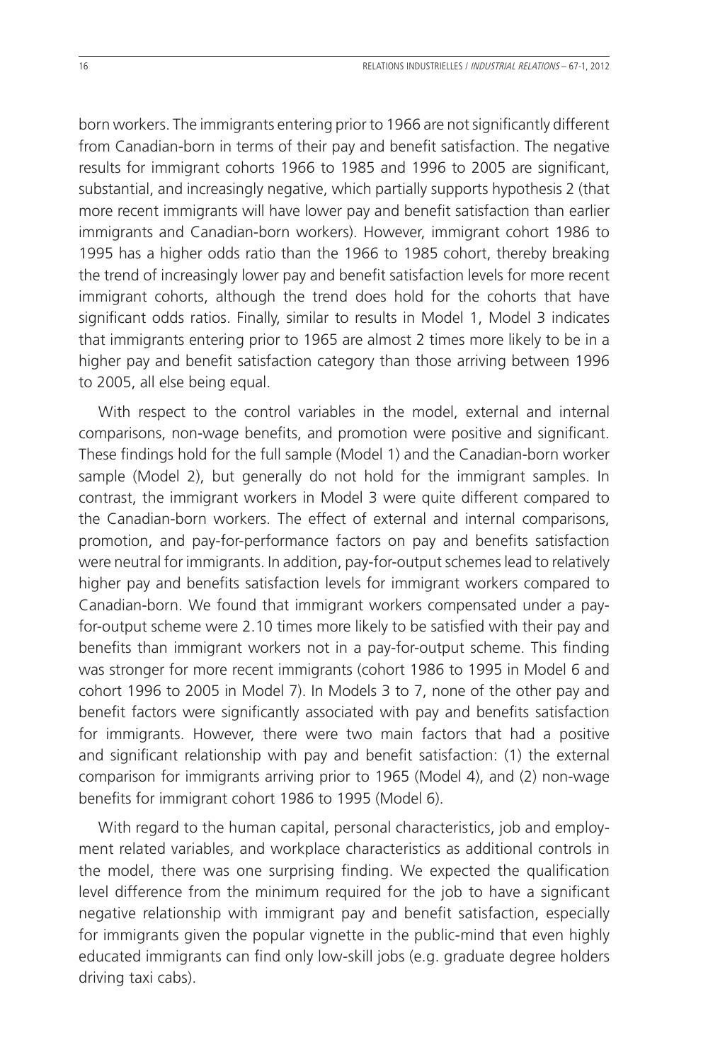born workers. The immigrants entering prior to 1966 are not significantly different from Canadian-born in terms of their pay and benefit satisfaction. The negative results for immigrant cohorts 1966 to 1985 and 1996 to 2005 are significant, substantial, and increasingly negative, which partially supports hypothesis 2 (that more recent immigrants will have lower pay and benefit satisfaction than earlier immigrants and Canadian-born workers). However, immigrant cohort 1986 to 1995 has a higher odds ratio than the 1966 to 1985 cohort, thereby breaking the trend of increasingly lower pay and benefit satisfaction levels for more recent immigrant cohorts, although the trend does hold for the cohorts that have significant odds ratios. Finally, similar to results in Model 1, Model 3 indicates that immigrants entering prior to 1965 are almost 2 times more likely to be in a higher pay and benefit satisfaction category than those arriving between 1996 to 2005, all else being equal.

With respect to the control variables in the model, external and internal comparisons, non-wage benefits, and promotion were positive and significant. These findings hold for the full sample (Model 1) and the Canadian-born worker sample (Model 2), but generally do not hold for the immigrant samples. In contrast, the immigrant workers in Model 3 were quite different compared to the Canadian-born workers. The effect of external and internal comparisons, promotion, and pay-for-performance factors on pay and benefits satisfaction were neutral for immigrants. In addition, pay-for-output schemes lead to relatively higher pay and benefits satisfaction levels for immigrant workers compared to Canadian-born. We found that immigrant workers compensated under a pay-for-output scheme were 2.10 times more likely to be satisfied with their pay and benefits than immigrant workers not in a pay-for-output scheme. This finding was stronger for more recent immigrants (cohort 1986 to 1995 in Model 6 and cohort 1996 to 2005 in Model 7). In Models 3 to 7, none of the other pay and benefit factors were significantly associated with pay and benefits satisfaction for immigrants. However, there were two main factors that had a positive and significant relationship with pay and benefit satisfaction: (1) the external comparison for immigrants arriving prior to 1965 (Model 4), and (2) non-wage benefits for immigrant cohort 1986 to 1995 (Model 6).

With regard to the human capital, personal characteristics, job and employment related variables, and workplace characteristics as additional controls in the model, there was one surprising finding. We expected the qualification level difference from the minimum required for the job to have a significant negative relationship with immigrant pay and benefit satisfaction, especially for immigrants given the popular vignette in the public-mind that even highly educated immigrants can find only low-skill jobs (e.g. graduate degree holders driving taxi cabs).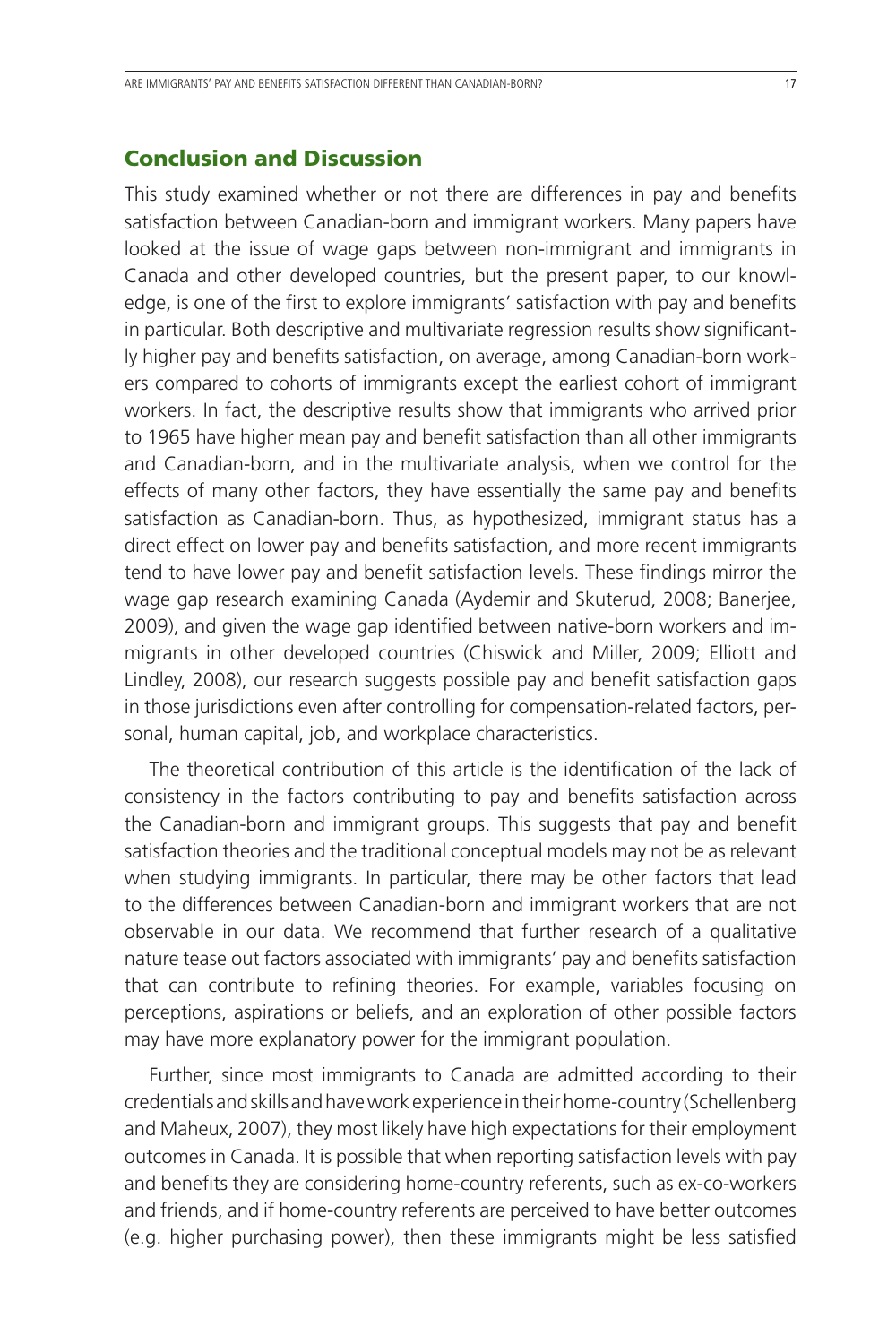## Conclusion and Discussion

This study examined whether or not there are differences in pay and benefits satisfaction between Canadian-born and immigrant workers. Many papers have looked at the issue of wage gaps between non-immigrant and immigrants in Canada and other developed countries, but the present paper, to our knowledge, is one of the first to explore immigrants' satisfaction with pay and benefits in particular. Both descriptive and multivariate regression results show significantly higher pay and benefits satisfaction, on average, among Canadian-born workers compared to cohorts of immigrants except the earliest cohort of immigrant workers. In fact, the descriptive results show that immigrants who arrived prior to 1965 have higher mean pay and benefit satisfaction than all other immigrants and Canadian-born, and in the multivariate analysis, when we control for the effects of many other factors, they have essentially the same pay and benefits satisfaction as Canadian-born. Thus, as hypothesized, immigrant status has a direct effect on lower pay and benefits satisfaction, and more recent immigrants tend to have lower pay and benefit satisfaction levels. These findings mirror the wage gap research examining Canada (Aydemir and Skuterud, 2008; Banerjee, 2009), and given the wage gap identified between native-born workers and immigrants in other developed countries (Chiswick and Miller, 2009; Elliott and Lindley, 2008), our research suggests possible pay and benefit satisfaction gaps in those jurisdictions even after controlling for compensation-related factors, personal, human capital, job, and workplace characteristics.

The theoretical contribution of this article is the identification of the lack of consistency in the factors contributing to pay and benefits satisfaction across the Canadian-born and immigrant groups. This suggests that pay and benefit satisfaction theories and the traditional conceptual models may not be as relevant when studying immigrants. In particular, there may be other factors that lead to the differences between Canadian-born and immigrant workers that are not observable in our data. We recommend that further research of a qualitative nature tease out factors associated with immigrants' pay and benefits satisfaction that can contribute to refining theories. For example, variables focusing on perceptions, aspirations or beliefs, and an exploration of other possible factors may have more explanatory power for the immigrant population.

Further, since most immigrants to Canada are admitted according to their credentials and skills and have work experience in their home-country (Schellenberg and Maheux, 2007), they most likely have high expectations for their employment outcomes in Canada. It is possible that when reporting satisfaction levels with pay and benefits they are considering home-country referents, such as ex-co-workers and friends, and if home-country referents are perceived to have better outcomes (e.g. higher purchasing power), then these immigrants might be less satisfied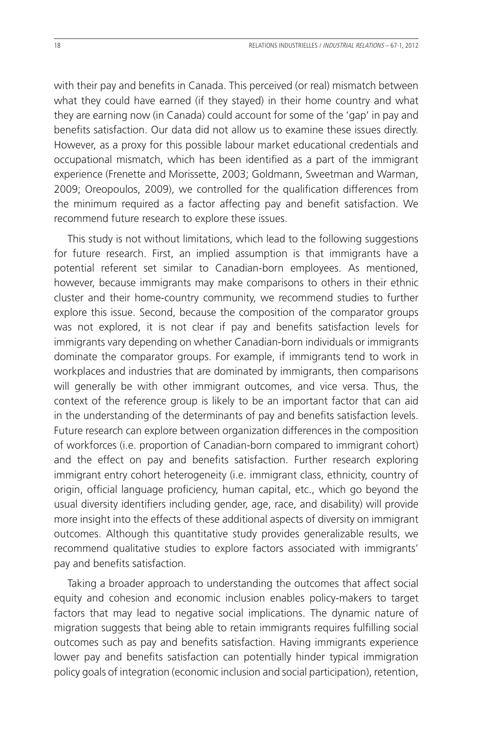with their pay and benefits in Canada. This perceived (or real) mismatch between what they could have earned (if they stayed) in their home country and what they are earning now (in Canada) could account for some of the 'gap' in pay and benefits satisfaction. Our data did not allow us to examine these issues directly. However, as a proxy for this possible labour market educational credentials and occupational mismatch, which has been identified as a part of the immigrant experience (Frenette and Morissette, 2003; Goldmann, Sweetman and Warman, 2009; Oreopoulos, 2009), we controlled for the qualification differences from the minimum required as a factor affecting pay and benefit satisfaction. We recommend future research to explore these issues.

This study is not without limitations, which lead to the following suggestions for future research. First, an implied assumption is that immigrants have a potential referent set similar to Canadian-born employees. As mentioned, however, because immigrants may make comparisons to others in their ethnic cluster and their home-country community, we recommend studies to further explore this issue. Second, because the composition of the comparator groups was not explored, it is not clear if pay and benefits satisfaction levels for immigrants vary depending on whether Canadian-born individuals or immigrants dominate the comparator groups. For example, if immigrants tend to work in workplaces and industries that are dominated by immigrants, then comparisons will generally be with other immigrant outcomes, and vice versa. Thus, the context of the reference group is likely to be an important factor that can aid in the understanding of the determinants of pay and benefits satisfaction levels. Future research can explore between organization differences in the composition of workforces (i.e. proportion of Canadian-born compared to immigrant cohort) and the effect on pay and benefits satisfaction. Further research exploring immigrant entry cohort heterogeneity (i.e. immigrant class, ethnicity, country of origin, official language proficiency, human capital, etc., which go beyond the usual diversity identifiers including gender, age, race, and disability) will provide more insight into the effects of these additional aspects of diversity on immigrant outcomes. Although this quantitative study provides generalizable results, we recommend qualitative studies to explore factors associated with immigrants' pay and benefits satisfaction.

Taking a broader approach to understanding the outcomes that affect social equity and cohesion and economic inclusion enables policy-makers to target factors that may lead to negative social implications. The dynamic nature of migration suggests that being able to retain immigrants requires fulfilling social outcomes such as pay and benefits satisfaction. Having immigrants experience lower pay and benefits satisfaction can potentially hinder typical immigration policy goals of integration (economic inclusion and social participation), retention,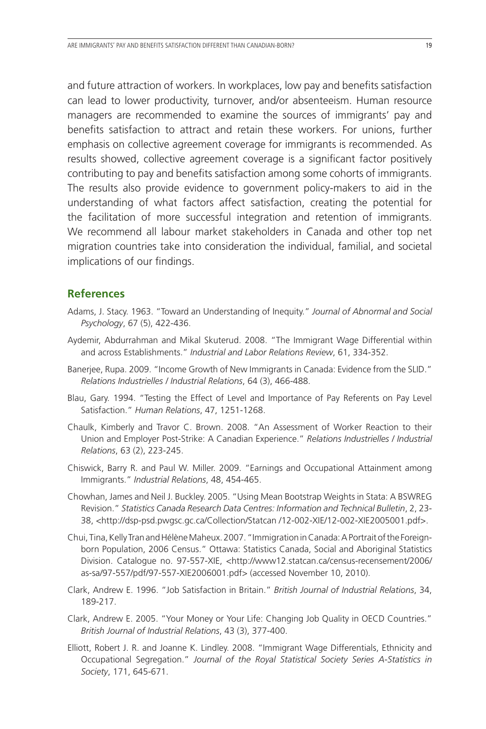and future attraction of workers. In workplaces, low pay and benefits satisfaction can lead to lower productivity, turnover, and/or absenteeism. Human resource managers are recommended to examine the sources of immigrants' pay and benefits satisfaction to attract and retain these workers. For unions, further emphasis on collective agreement coverage for immigrants is recommended. As results showed, collective agreement coverage is a significant factor positively contributing to pay and benefits satisfaction among some cohorts of immigrants. The results also provide evidence to government policy-makers to aid in the understanding of what factors affect satisfaction, creating the potential for the facilitation of more successful integration and retention of immigrants. We recommend all labour market stakeholders in Canada and other top net migration countries take into consideration the individual, familial, and societal implications of our findings.

## References

Adams, J. Stacy. 1963. "Toward an Understanding of Inequity." *Journal of Abnormal and Social Psychology*, 67 (5), 422-436.

Aydemir, Abdurrahman and Mikal Skuterud. 2008. "The Immigrant Wage Differential within and across Establishments." *Industrial and Labor Relations Review*, 61, 334-352.

Banerjee, Rupa. 2009. "Income Growth of New Immigrants in Canada: Evidence from the SLID." *Relations Industrielles / Industrial Relations*, 64 (3), 466-488.

Blau, Gary. 1994. "Testing the Effect of Level and Importance of Pay Referents on Pay Level Satisfaction." *Human Relations*, 47, 1251-1268.

Chaulk, Kimberly and Travor C. Brown. 2008. "An Assessment of Worker Reaction to their Union and Employer Post-Strike: A Canadian Experience." *Relations Industrielles / Industrial Relations*, 63 (2), 223-245.

Chiswick, Barry R. and Paul W. Miller. 2009. "Earnings and Occupational Attainment among Immigrants." *Industrial Relations*, 48, 454-465.

Chowhan, James and Neil J. Buckley. 2005. "Using Mean Bootstrap Weights in Stata: A BSWREG Revision." *Statistics Canada Research Data Centres: Information and Technical Bulletin*, 2, 23-38, <http://dsp-psd.pwgsc.gc.ca/Collection/Statcan /12-002-XIE/12-002-XIE2005001.pdf>.

Chui, Tina, Kelly Tran and Hélène Maheux. 2007. "Immigration in Canada: A Portrait of the Foreign-born Population, 2006 Census." Ottawa: Statistics Canada, Social and Aboriginal Statistics Division. Catalogue no. 97-557-XIE, <http://www12.statcan.ca/census-recensement/2006/as-sa/97-557/pdf/97-557-XIE2006001.pdf> (accessed November 10, 2010).

Clark, Andrew E. 1996. "Job Satisfaction in Britain." *British Journal of Industrial Relations*, 34, 189-217.

Clark, Andrew E. 2005. "Your Money or Your Life: Changing Job Quality in OECD Countries." *British Journal of Industrial Relations*, 43 (3), 377-400.

Elliott, Robert J. R. and Joanne K. Lindley. 2008. "Immigrant Wage Differentials, Ethnicity and Occupational Segregation." *Journal of the Royal Statistical Society Series A-Statistics in Society*, 171, 645-671.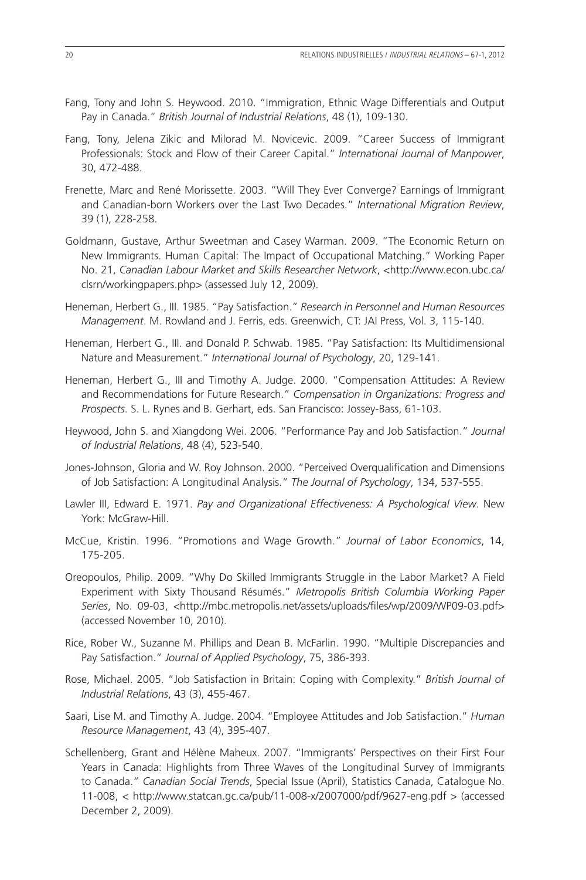Fang, Tony and John S. Heywood. 2010. "Immigration, Ethnic Wage Differentials and Output Pay in Canada." *British Journal of Industrial Relations*, 48 (1), 109-130.

Fang, Tony, Jelena Zikic and Milorad M. Novicevic. 2009. "Career Success of Immigrant Professionals: Stock and Flow of their Career Capital." *International Journal of Manpower*, 30, 472-488.

Frenette, Marc and René Morissette. 2003. "Will They Ever Converge? Earnings of Immigrant and Canadian-born Workers over the Last Two Decades." *International Migration Review*, 39 (1), 228-258.

Goldmann, Gustave, Arthur Sweetman and Casey Warman. 2009. "The Economic Return on New Immigrants. Human Capital: The Impact of Occupational Matching." Working Paper No. 21, *Canadian Labour Market and Skills Researcher Network*, <http://www.econ.ubc.ca/clsrn/workingpapers.php> (assessed July 12, 2009).

Heneman, Herbert G., III. 1985. "Pay Satisfaction." *Research in Personnel and Human Resources Management*. M. Rowland and J. Ferris, eds. Greenwich, CT: JAI Press, Vol. 3, 115-140.

Heneman, Herbert G., III. and Donald P. Schwab. 1985. "Pay Satisfaction: Its Multidimensional Nature and Measurement." *International Journal of Psychology*, 20, 129-141.

Heneman, Herbert G., III and Timothy A. Judge. 2000. "Compensation Attitudes: A Review and Recommendations for Future Research." *Compensation in Organizations: Progress and Prospects*. S. L. Rynes and B. Gerhart, eds. San Francisco: Jossey-Bass, 61-103.

Heywood, John S. and Xiangdong Wei. 2006. "Performance Pay and Job Satisfaction." *Journal of Industrial Relations*, 48 (4), 523-540.

Jones-Johnson, Gloria and W. Roy Johnson. 2000. "Perceived Overqualification and Dimensions of Job Satisfaction: A Longitudinal Analysis." *The Journal of Psychology*, 134, 537-555.

Lawler III, Edward E. 1971. *Pay and Organizational Effectiveness: A Psychological View*. New York: McGraw-Hill.

McCue, Kristin. 1996. "Promotions and Wage Growth." *Journal of Labor Economics*, 14, 175-205.

Oreopoulos, Philip. 2009. "Why Do Skilled Immigrants Struggle in the Labor Market? A Field Experiment with Sixty Thousand Résumés." *Metropolis British Columbia Working Paper Series*, No. 09-03, <http://mbc.metropolis.net/assets/uploads/files/wp/2009/WP09-03.pdf> (accessed November 10, 2010).

Rice, Rober W., Suzanne M. Phillips and Dean B. McFarlin. 1990. "Multiple Discrepancies and Pay Satisfaction." *Journal of Applied Psychology*, 75, 386-393.

Rose, Michael. 2005. "Job Satisfaction in Britain: Coping with Complexity." *British Journal of Industrial Relations*, 43 (3), 455-467.

Saari, Lise M. and Timothy A. Judge. 2004. "Employee Attitudes and Job Satisfaction." *Human Resource Management*, 43 (4), 395-407.

Schellenberg, Grant and Hélène Maheux. 2007. "Immigrants' Perspectives on their First Four Years in Canada: Highlights from Three Waves of the Longitudinal Survey of Immigrants to Canada." *Canadian Social Trends*, Special Issue (April), Statistics Canada, Catalogue No. 11-008, < http://www.statcan.gc.ca/pub/11-008-x/2007000/pdf/9627-eng.pdf > (accessed December 2, 2009).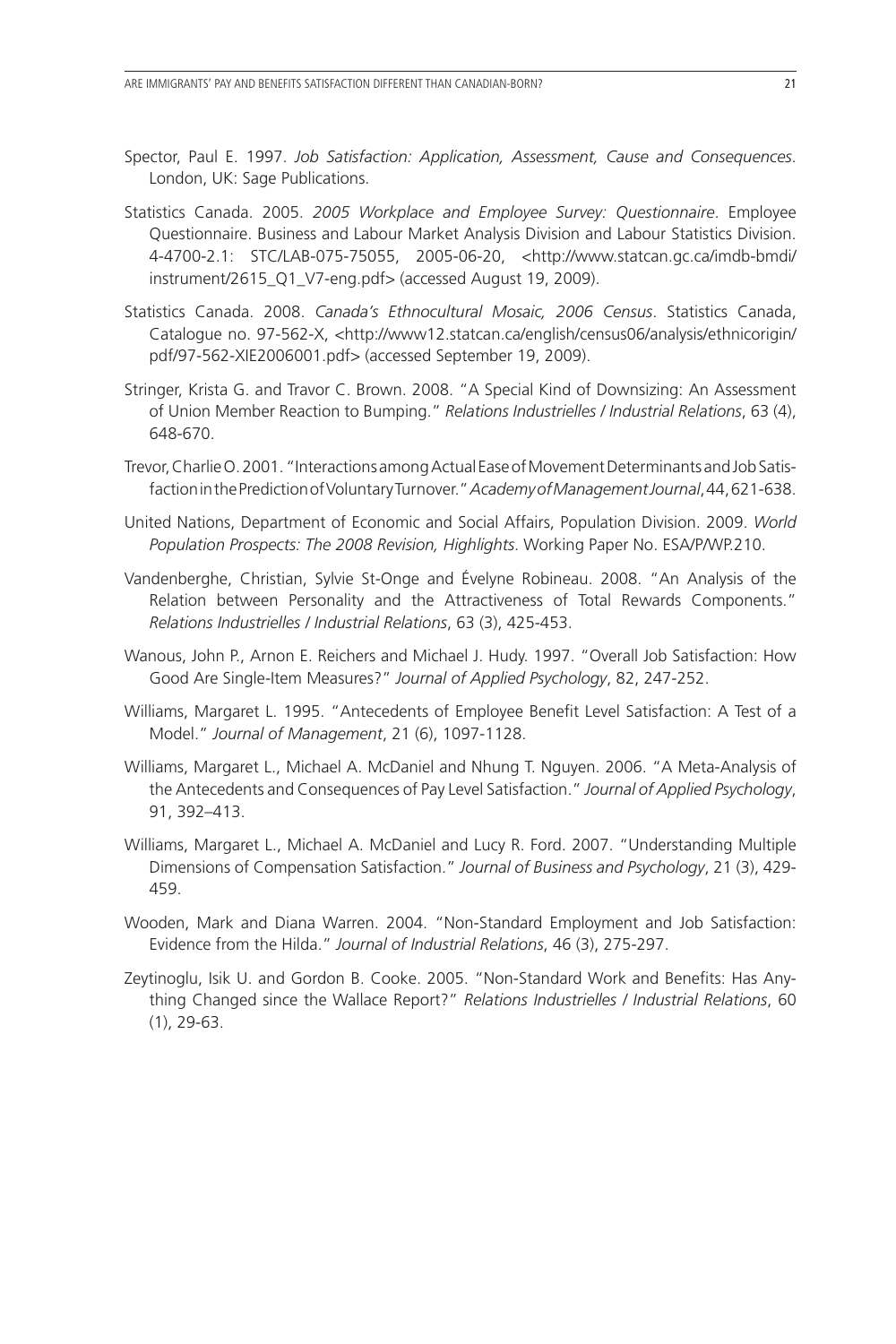Spector, Paul E. 1997. *Job Satisfaction: Application, Assessment, Cause and Consequences*. London, UK: Sage Publications.

Statistics Canada. 2005. *2005 Workplace and Employee Survey: Questionnaire*. Employee Questionnaire. Business and Labour Market Analysis Division and Labour Statistics Division. 4-4700-2.1: STC/LAB-075-75055, 2005-06-20, <http://www.statcan.gc.ca/imdb-bmdi/instrument/2615_Q1_V7-eng.pdf> (accessed August 19, 2009).

Statistics Canada. 2008. *Canada's Ethnocultural Mosaic, 2006 Census*. Statistics Canada, Catalogue no. 97-562-X, <http://www12.statcan.ca/english/census06/analysis/ethnicorigin/pdf/97-562-XIE2006001.pdf> (accessed September 19, 2009).

Stringer, Krista G. and Travor C. Brown. 2008. "A Special Kind of Downsizing: An Assessment of Union Member Reaction to Bumping." *Relations Industrielles / Industrial Relations*, 63 (4), 648-670.

Trevor, Charlie O. 2001. "Interactions among Actual Ease of Movement Determinants and Job Satisfaction in the Prediction of Voluntary Turnover." *Academy of Management Journal*, 44, 621-638.

United Nations, Department of Economic and Social Affairs, Population Division. 2009. *World Population Prospects: The 2008 Revision, Highlights*. Working Paper No. ESA/P/WP.210.

Vandenberghe, Christian, Sylvie St-Onge and Évelyne Robineau. 2008. "An Analysis of the Relation between Personality and the Attractiveness of Total Rewards Components." *Relations Industrielles / Industrial Relations*, 63 (3), 425-453.

Wanous, John P., Arnon E. Reichers and Michael J. Hudy. 1997. "Overall Job Satisfaction: How Good Are Single-Item Measures?" *Journal of Applied Psychology*, 82, 247-252.

Williams, Margaret L. 1995. "Antecedents of Employee Benefit Level Satisfaction: A Test of a Model." *Journal of Management*, 21 (6), 1097-1128.

Williams, Margaret L., Michael A. McDaniel and Nhung T. Nguyen. 2006. "A Meta-Analysis of the Antecedents and Consequences of Pay Level Satisfaction." *Journal of Applied Psychology*, 91, 392–413.

Williams, Margaret L., Michael A. McDaniel and Lucy R. Ford. 2007. "Understanding Multiple Dimensions of Compensation Satisfaction." *Journal of Business and Psychology*, 21 (3), 429-459.

Wooden, Mark and Diana Warren. 2004. "Non-Standard Employment and Job Satisfaction: Evidence from the Hilda." *Journal of Industrial Relations*, 46 (3), 275-297.

Zeytinoglu, Isik U. and Gordon B. Cooke. 2005. "Non-Standard Work and Benefits: Has Anything Changed since the Wallace Report?" *Relations Industrielles / Industrial Relations*, 60 (1), 29-63.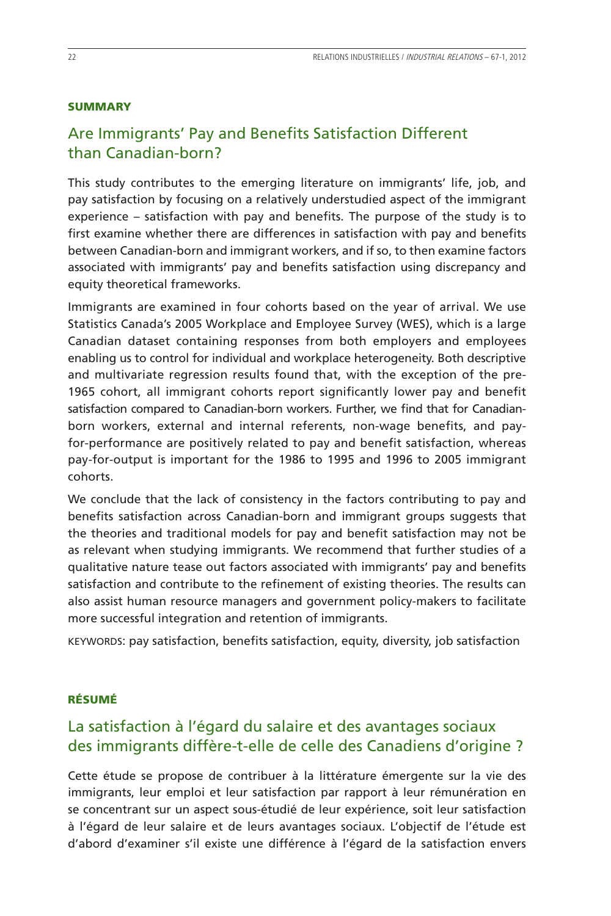## SUMMARY

### Are Immigrants' Pay and Benefits Satisfaction Different than Canadian-born?

This study contributes to the emerging literature on immigrants' life, job, and pay satisfaction by focusing on a relatively understudied aspect of the immigrant experience – satisfaction with pay and benefits. The purpose of the study is to first examine whether there are differences in satisfaction with pay and benefits between Canadian-born and immigrant workers, and if so, to then examine factors associated with immigrants' pay and benefits satisfaction using discrepancy and equity theoretical frameworks.

Immigrants are examined in four cohorts based on the year of arrival. We use Statistics Canada's 2005 Workplace and Employee Survey (WES), which is a large Canadian dataset containing responses from both employers and employees enabling us to control for individual and workplace heterogeneity. Both descriptive and multivariate regression results found that, with the exception of the pre-1965 cohort, all immigrant cohorts report significantly lower pay and benefit satisfaction compared to Canadian-born workers. Further, we find that for Canadian-born workers, external and internal referents, non-wage benefits, and pay-for-performance are positively related to pay and benefit satisfaction, whereas pay-for-output is important for the 1986 to 1995 and 1996 to 2005 immigrant cohorts.

We conclude that the lack of consistency in the factors contributing to pay and benefits satisfaction across Canadian-born and immigrant groups suggests that the theories and traditional models for pay and benefit satisfaction may not be as relevant when studying immigrants. We recommend that further studies of a qualitative nature tease out factors associated with immigrants' pay and benefits satisfaction and contribute to the refinement of existing theories. The results can also assist human resource managers and government policy-makers to facilitate more successful integration and retention of immigrants.

KEYWORDS: pay satisfaction, benefits satisfaction, equity, diversity, job satisfaction

## RÉSUMÉ

### La satisfaction à l'égard du salaire et des avantages sociaux des immigrants diffère-t-elle de celle des Canadiens d'origine ?

Cette étude se propose de contribuer à la littérature émergente sur la vie des immigrants, leur emploi et leur satisfaction par rapport à leur rémunération en se concentrant sur un aspect sous-étudié de leur expérience, soit leur satisfaction à l'égard de leur salaire et de leurs avantages sociaux. L'objectif de l'étude est d'abord d'examiner s'il existe une différence à l'égard de la satisfaction envers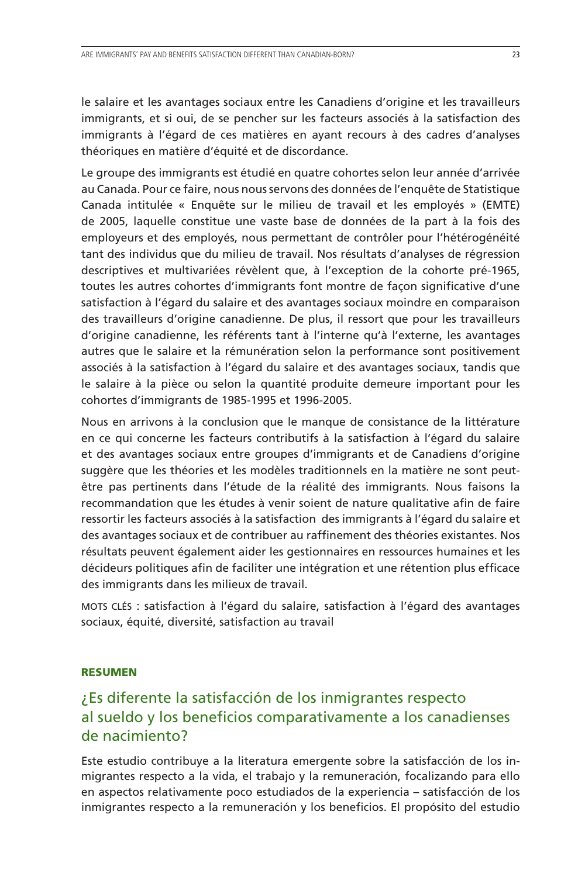le salaire et les avantages sociaux entre les Canadiens d'origine et les travailleurs immigrants, et si oui, de se pencher sur les facteurs associés à la satisfaction des immigrants à l'égard de ces matières en ayant recours à des cadres d'analyses théoriques en matière d'équité et de discordance.

Le groupe des immigrants est étudié en quatre cohortes selon leur année d'arrivée au Canada. Pour ce faire, nous nous servons des données de l'enquête de Statistique Canada intitulée « Enquête sur le milieu de travail et les employés » (EMTE) de 2005, laquelle constitue une vaste base de données de la part à la fois des employeurs et des employés, nous permettant de contrôler pour l'hétérogénéité tant des individus que du milieu de travail. Nos résultats d'analyses de régression descriptives et multivariées révèlent que, à l'exception de la cohorte pré-1965, toutes les autres cohortes d'immigrants font montre de façon significative d'une satisfaction à l'égard du salaire et des avantages sociaux moindre en comparaison des travailleurs d'origine canadienne. De plus, il ressort que pour les travailleurs d'origine canadienne, les référents tant à l'interne qu'à l'externe, les avantages autres que le salaire et la rémunération selon la performance sont positivement associés à la satisfaction à l'égard du salaire et des avantages sociaux, tandis que le salaire à la pièce ou selon la quantité produite demeure important pour les cohortes d'immigrants de 1985-1995 et 1996-2005.

Nous en arrivons à la conclusion que le manque de consistance de la littérature en ce qui concerne les facteurs contributifs à la satisfaction à l'égard du salaire et des avantages sociaux entre groupes d'immigrants et de Canadiens d'origine suggère que les théories et les modèles traditionnels en la matière ne sont peut-être pas pertinents dans l'étude de la réalité des immigrants. Nous faisons la recommandation que les études à venir soient de nature qualitative afin de faire ressortir les facteurs associés à la satisfaction des immigrants à l'égard du salaire et des avantages sociaux et de contribuer au raffinement des théories existantes. Nos résultats peuvent également aider les gestionnaires en ressources humaines et les décideurs politiques afin de faciliter une intégration et une rétention plus efficace des immigrants dans les milieux de travail.

MOTS CLÉS : satisfaction à l'égard du salaire, satisfaction à l'égard des avantages sociaux, équité, diversité, satisfaction au travail

## RESUMEN

### ¿Es diferente la satisfacción de los inmigrantes respecto al sueldo y los beneficios comparativamente a los canadienses de nacimiento?

Este estudio contribuye a la literatura emergente sobre la satisfacción de los inmigrantes respecto a la vida, el trabajo y la remuneración, focalizando para ello en aspectos relativamente poco estudiados de la experiencia – satisfacción de los inmigrantes respecto a la remuneración y los beneficios. El propósito del estudio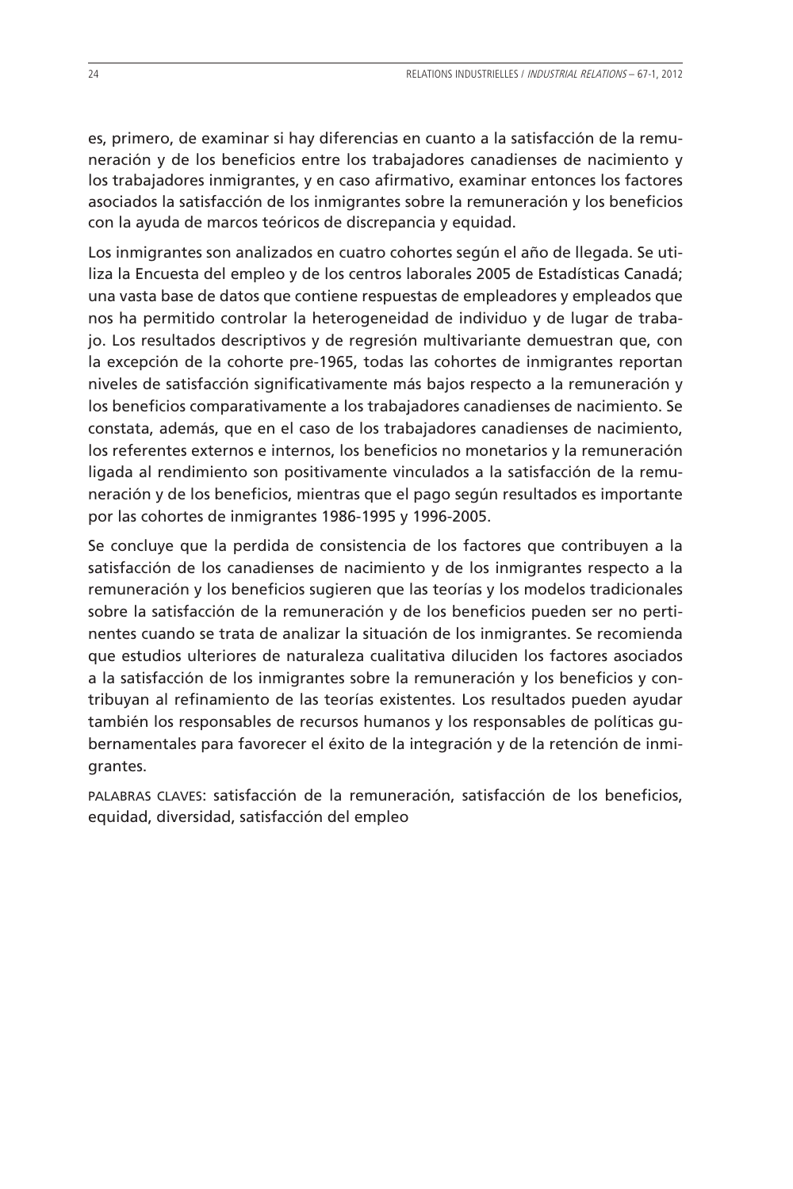es, primero, de examinar si hay diferencias en cuanto a la satisfacción de la remuneración y de los beneficios entre los trabajadores canadienses de nacimiento y los trabajadores inmigrantes, y en caso afirmativo, examinar entonces los factores asociados la satisfacción de los inmigrantes sobre la remuneración y los beneficios con la ayuda de marcos teóricos de discrepancia y equidad.

Los inmigrantes son analizados en cuatro cohortes según el año de llegada. Se utiliza la Encuesta del empleo y de los centros laborales 2005 de Estadísticas Canadá; una vasta base de datos que contiene respuestas de empleadores y empleados que nos ha permitido controlar la heterogeneidad de individuo y de lugar de trabajo. Los resultados descriptivos y de regresión multivariante demuestran que, con la excepción de la cohorte pre-1965, todas las cohortes de inmigrantes reportan niveles de satisfacción significativamente más bajos respecto a la remuneración y los beneficios comparativamente a los trabajadores canadienses de nacimiento. Se constata, además, que en el caso de los trabajadores canadienses de nacimiento, los referentes externos e internos, los beneficios no monetarios y la remuneración ligada al rendimiento son positivamente vinculados a la satisfacción de la remuneración y de los beneficios, mientras que el pago según resultados es importante por las cohortes de inmigrantes 1986-1995 y 1996-2005.

Se concluye que la perdida de consistencia de los factores que contribuyen a la satisfacción de los canadienses de nacimiento y de los inmigrantes respecto a la remuneración y los beneficios sugieren que las teorías y los modelos tradicionales sobre la satisfacción de la remuneración y de los beneficios pueden ser no pertinentes cuando se trata de analizar la situación de los inmigrantes. Se recomienda que estudios ulteriores de naturaleza cualitativa diluciden los factores asociados a la satisfacción de los inmigrantes sobre la remuneración y los beneficios y contribuyan al refinamiento de las teorías existentes. Los resultados pueden ayudar también los responsables de recursos humanos y los responsables de políticas gubernamentales para favorecer el éxito de la integración y de la retención de inmigrantes.

PALABRAS CLAVES: satisfacción de la remuneración, satisfacción de los beneficios, equidad, diversidad, satisfacción del empleo